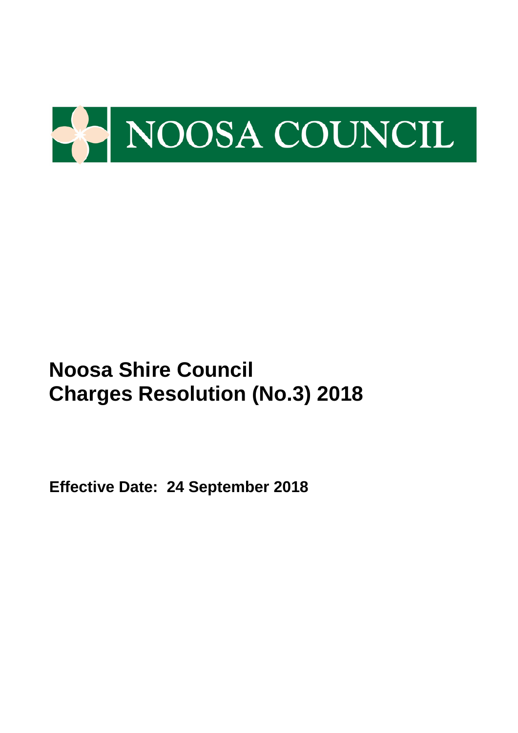NOOSA COUNCIL

# Noosa Shire Council
# Charges Resolution (No.3) 2018

**Effective Date: 24 September 2018**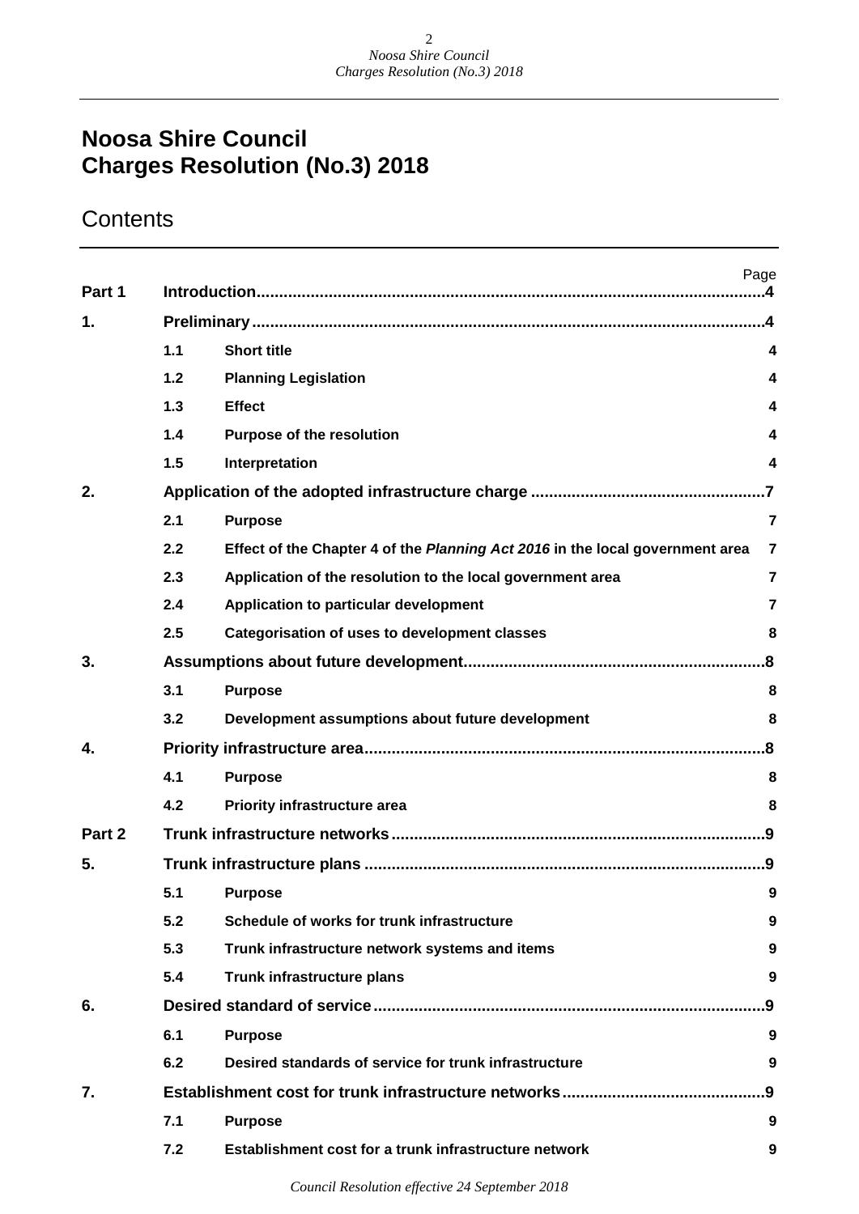# Noosa Shire Council
# Charges Resolution (No.3) 2018

## Contents

| | | | Page |
|---|---|---|---|
| **Part 1** | **Introduction** | | **4** |
| **1.** | **Preliminary** | | **4** |
| | **1.1** | **Short title** | **4** |
| | **1.2** | **Planning Legislation** | **4** |
| | **1.3** | **Effect** | **4** |
| | **1.4** | **Purpose of the resolution** | **4** |
| | **1.5** | **Interpretation** | **4** |
| **2.** | **Application of the adopted infrastructure charge** | | **7** |
| | **2.1** | **Purpose** | **7** |
| | **2.2** | **Effect of the Chapter 4 of the *Planning Act 2016* in the local government area** | **7** |
| | **2.3** | **Application of the resolution to the local government area** | **7** |
| | **2.4** | **Application to particular development** | **7** |
| | **2.5** | **Categorisation of uses to development classes** | **8** |
| **3.** | **Assumptions about future development** | | **8** |
| | **3.1** | **Purpose** | **8** |
| | **3.2** | **Development assumptions about future development** | **8** |
| **4.** | **Priority infrastructure area** | | **8** |
| | **4.1** | **Purpose** | **8** |
| | **4.2** | **Priority infrastructure area** | **8** |
| **Part 2** | **Trunk infrastructure networks** | | **9** |
| **5.** | **Trunk infrastructure plans** | | **9** |
| | **5.1** | **Purpose** | **9** |
| | **5.2** | **Schedule of works for trunk infrastructure** | **9** |
| | **5.3** | **Trunk infrastructure network systems and items** | **9** |
| | **5.4** | **Trunk infrastructure plans** | **9** |
| **6.** | **Desired standard of service** | | **9** |
| | **6.1** | **Purpose** | **9** |
| | **6.2** | **Desired standards of service for trunk infrastructure** | **9** |
| **7.** | **Establishment cost for trunk infrastructure networks** | | **9** |
| | **7.1** | **Purpose** | **9** |
| | **7.2** | **Establishment cost for a trunk infrastructure network** | **9** |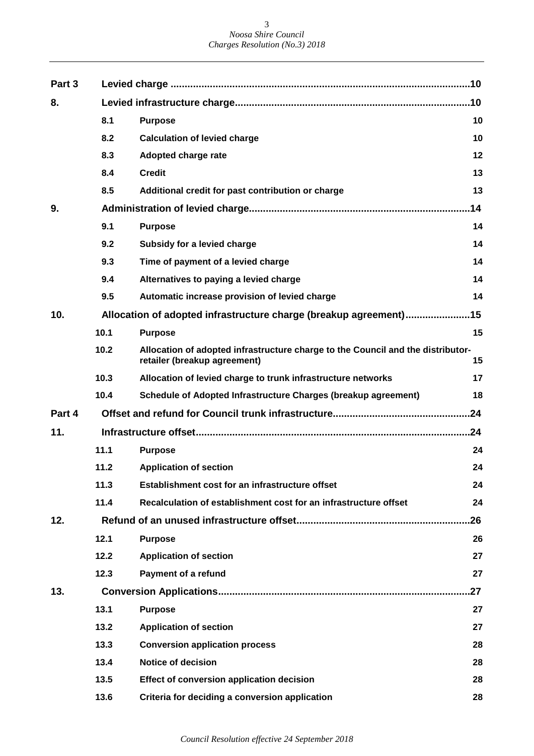| | | | |
|---|---|---|---|
| **Part 3** | **Levied charge** | | **10** |
| **8.** | **Levied infrastructure charge** | | **10** |
| | **8.1** | **Purpose** | **10** |
| | **8.2** | **Calculation of levied charge** | **10** |
| | **8.3** | **Adopted charge rate** | **12** |
| | **8.4** | **Credit** | **13** |
| | **8.5** | **Additional credit for past contribution or charge** | **13** |
| **9.** | **Administration of levied charge** | | **14** |
| | **9.1** | **Purpose** | **14** |
| | **9.2** | **Subsidy for a levied charge** | **14** |
| | **9.3** | **Time of payment of a levied charge** | **14** |
| | **9.4** | **Alternatives to paying a levied charge** | **14** |
| | **9.5** | **Automatic increase provision of levied charge** | **14** |
| **10.** | **Allocation of adopted infrastructure charge (breakup agreement)** | | **15** |
| | **10.1** | **Purpose** | **15** |
| | **10.2** | **Allocation of adopted infrastructure charge to the Council and the distributor-retailer (breakup agreement)** | **15** |
| | **10.3** | **Allocation of levied charge to trunk infrastructure networks** | **17** |
| | **10.4** | **Schedule of Adopted Infrastructure Charges (breakup agreement)** | **18** |
| **Part 4** | **Offset and refund for Council trunk infrastructure** | | **24** |
| **11.** | **Infrastructure offset** | | **24** |
| | **11.1** | **Purpose** | **24** |
| | **11.2** | **Application of section** | **24** |
| | **11.3** | **Establishment cost for an infrastructure offset** | **24** |
| | **11.4** | **Recalculation of establishment cost for an infrastructure offset** | **24** |
| **12.** | **Refund of an unused infrastructure offset** | | **26** |
| | **12.1** | **Purpose** | **26** |
| | **12.2** | **Application of section** | **27** |
| | **12.3** | **Payment of a refund** | **27** |
| **13.** | **Conversion Applications** | | **27** |
| | **13.1** | **Purpose** | **27** |
| | **13.2** | **Application of section** | **27** |
| | **13.3** | **Conversion application process** | **28** |
| | **13.4** | **Notice of decision** | **28** |
| | **13.5** | **Effect of conversion application decision** | **28** |
| | **13.6** | **Criteria for deciding a conversion application** | **28** |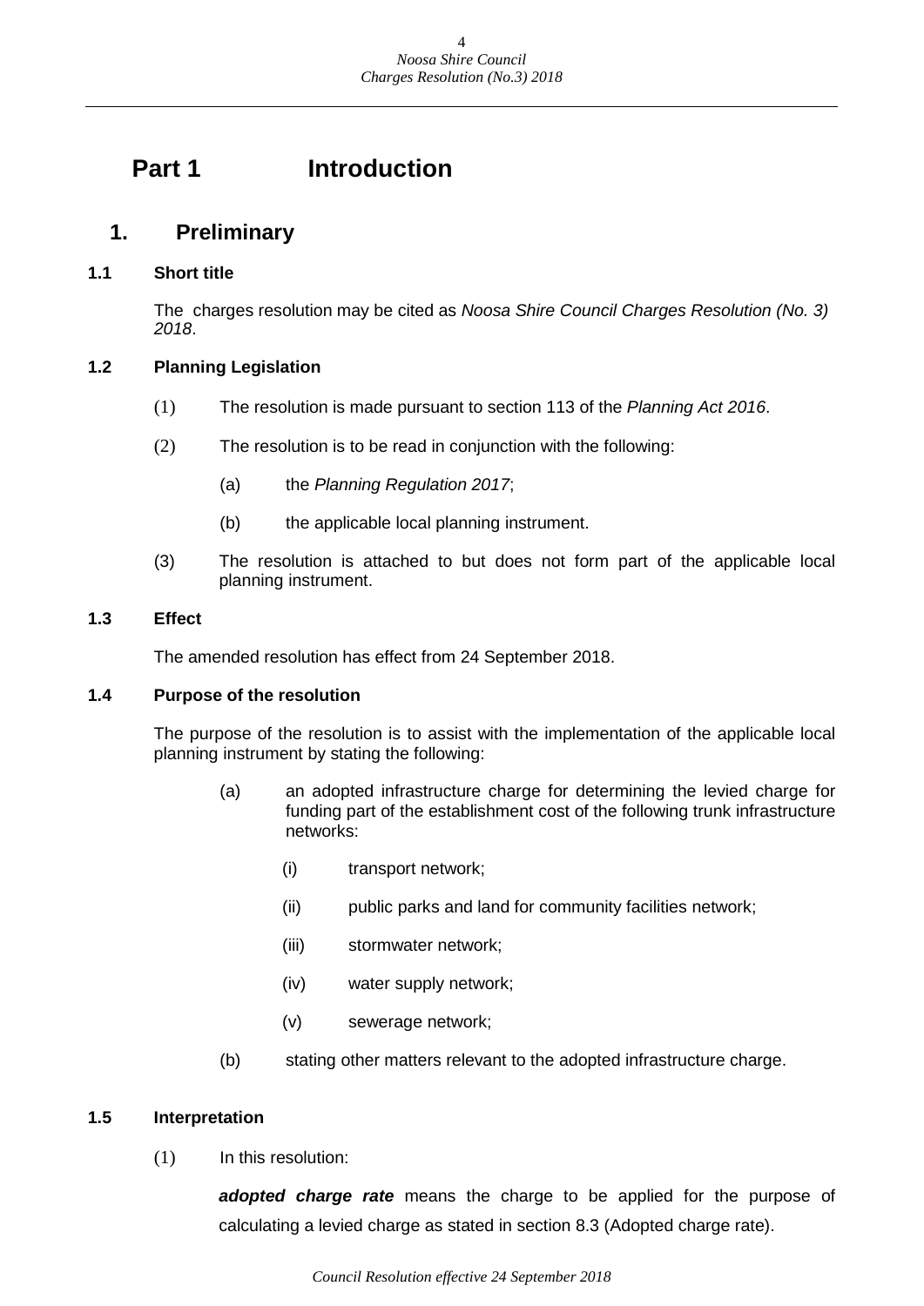# Part 1 Introduction

## 1. Preliminary

### 1.1 Short title

The charges resolution may be cited as *Noosa Shire Council Charges Resolution (No. 3) 2018*.

### 1.2 Planning Legislation

(1) The resolution is made pursuant to section 113 of the *Planning Act 2016*.

(2) The resolution is to be read in conjunction with the following:

(a) the *Planning Regulation 2017*;

(b) the applicable local planning instrument.

(3) The resolution is attached to but does not form part of the applicable local planning instrument.

### 1.3 Effect

The amended resolution has effect from 24 September 2018.

### 1.4 Purpose of the resolution

The purpose of the resolution is to assist with the implementation of the applicable local planning instrument by stating the following:

(a) an adopted infrastructure charge for determining the levied charge for funding part of the establishment cost of the following trunk infrastructure networks:

(i) transport network;

(ii) public parks and land for community facilities network;

(iii) stormwater network;

(iv) water supply network;

(v) sewerage network;

(b) stating other matters relevant to the adopted infrastructure charge.

### 1.5 Interpretation

(1) In this resolution:

***adopted charge rate*** means the charge to be applied for the purpose of calculating a levied charge as stated in section 8.3 (Adopted charge rate).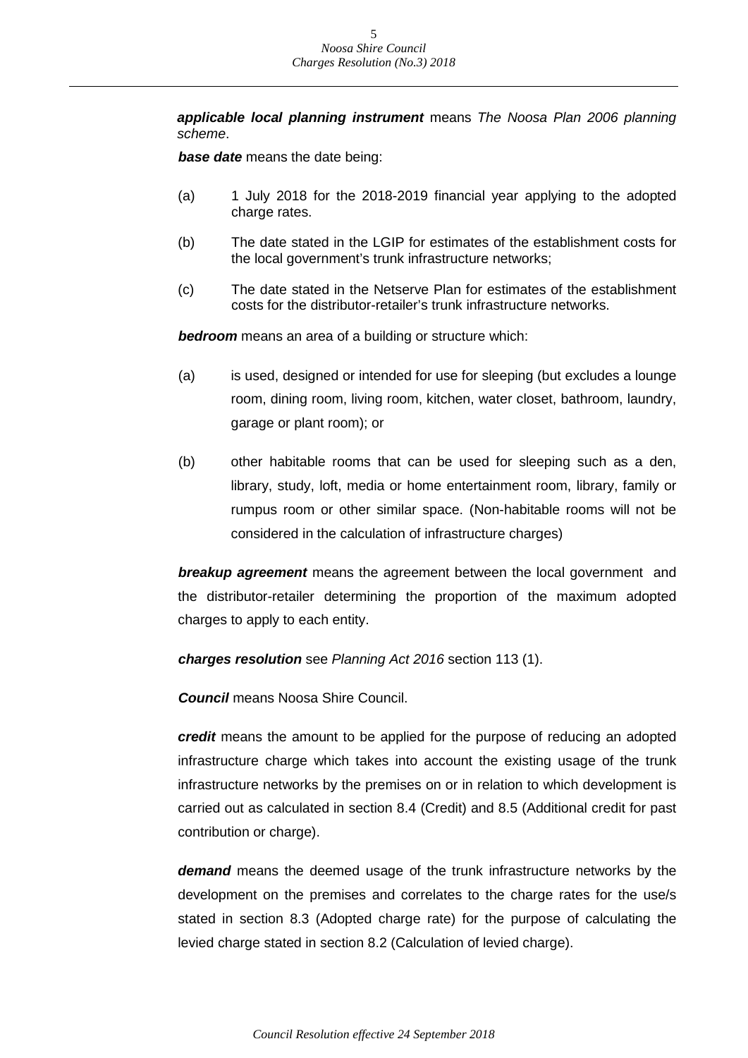***applicable local planning instrument*** means *The Noosa Plan 2006 planning scheme*.

***base date*** means the date being:

(a) 1 July 2018 for the 2018-2019 financial year applying to the adopted charge rates.

(b) The date stated in the LGIP for estimates of the establishment costs for the local government's trunk infrastructure networks;

(c) The date stated in the Netserve Plan for estimates of the establishment costs for the distributor-retailer's trunk infrastructure networks.

***bedroom*** means an area of a building or structure which:

(a) is used, designed or intended for use for sleeping (but excludes a lounge room, dining room, living room, kitchen, water closet, bathroom, laundry, garage or plant room); or

(b) other habitable rooms that can be used for sleeping such as a den, library, study, loft, media or home entertainment room, library, family or rumpus room or other similar space. (Non-habitable rooms will not be considered in the calculation of infrastructure charges)

***breakup agreement*** means the agreement between the local government and the distributor-retailer determining the proportion of the maximum adopted charges to apply to each entity.

***charges resolution*** see *Planning Act 2016* section 113 (1).

***Council*** means Noosa Shire Council.

***credit*** means the amount to be applied for the purpose of reducing an adopted infrastructure charge which takes into account the existing usage of the trunk infrastructure networks by the premises on or in relation to which development is carried out as calculated in section 8.4 (Credit) and 8.5 (Additional credit for past contribution or charge).

***demand*** means the deemed usage of the trunk infrastructure networks by the development on the premises and correlates to the charge rates for the use/s stated in section 8.3 (Adopted charge rate) for the purpose of calculating the levied charge stated in section 8.2 (Calculation of levied charge).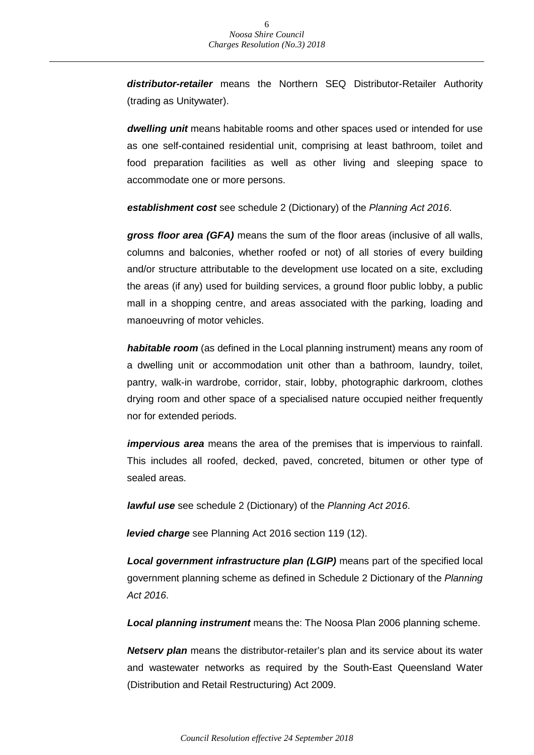***distributor-retailer*** means the Northern SEQ Distributor-Retailer Authority (trading as Unitywater).

***dwelling unit*** means habitable rooms and other spaces used or intended for use as one self-contained residential unit, comprising at least bathroom, toilet and food preparation facilities as well as other living and sleeping space to accommodate one or more persons.

***establishment cost*** see schedule 2 (Dictionary) of the *Planning Act 2016*.

***gross floor area (GFA)*** means the sum of the floor areas (inclusive of all walls, columns and balconies, whether roofed or not) of all stories of every building and/or structure attributable to the development use located on a site, excluding the areas (if any) used for building services, a ground floor public lobby, a public mall in a shopping centre, and areas associated with the parking, loading and manoeuvring of motor vehicles.

***habitable room*** (as defined in the Local planning instrument) means any room of a dwelling unit or accommodation unit other than a bathroom, laundry, toilet, pantry, walk-in wardrobe, corridor, stair, lobby, photographic darkroom, clothes drying room and other space of a specialised nature occupied neither frequently nor for extended periods.

***impervious area*** means the area of the premises that is impervious to rainfall. This includes all roofed, decked, paved, concreted, bitumen or other type of sealed areas.

***lawful use*** see schedule 2 (Dictionary) of the *Planning Act 2016*.

***levied charge*** see Planning Act 2016 section 119 (12).

***Local government infrastructure plan (LGIP)*** means part of the specified local government planning scheme as defined in Schedule 2 Dictionary of the *Planning Act 2016*.

***Local planning instrument*** means the: The Noosa Plan 2006 planning scheme.

***Netserv plan*** means the distributor-retailer's plan and its service about its water and wastewater networks as required by the South-East Queensland Water (Distribution and Retail Restructuring) Act 2009.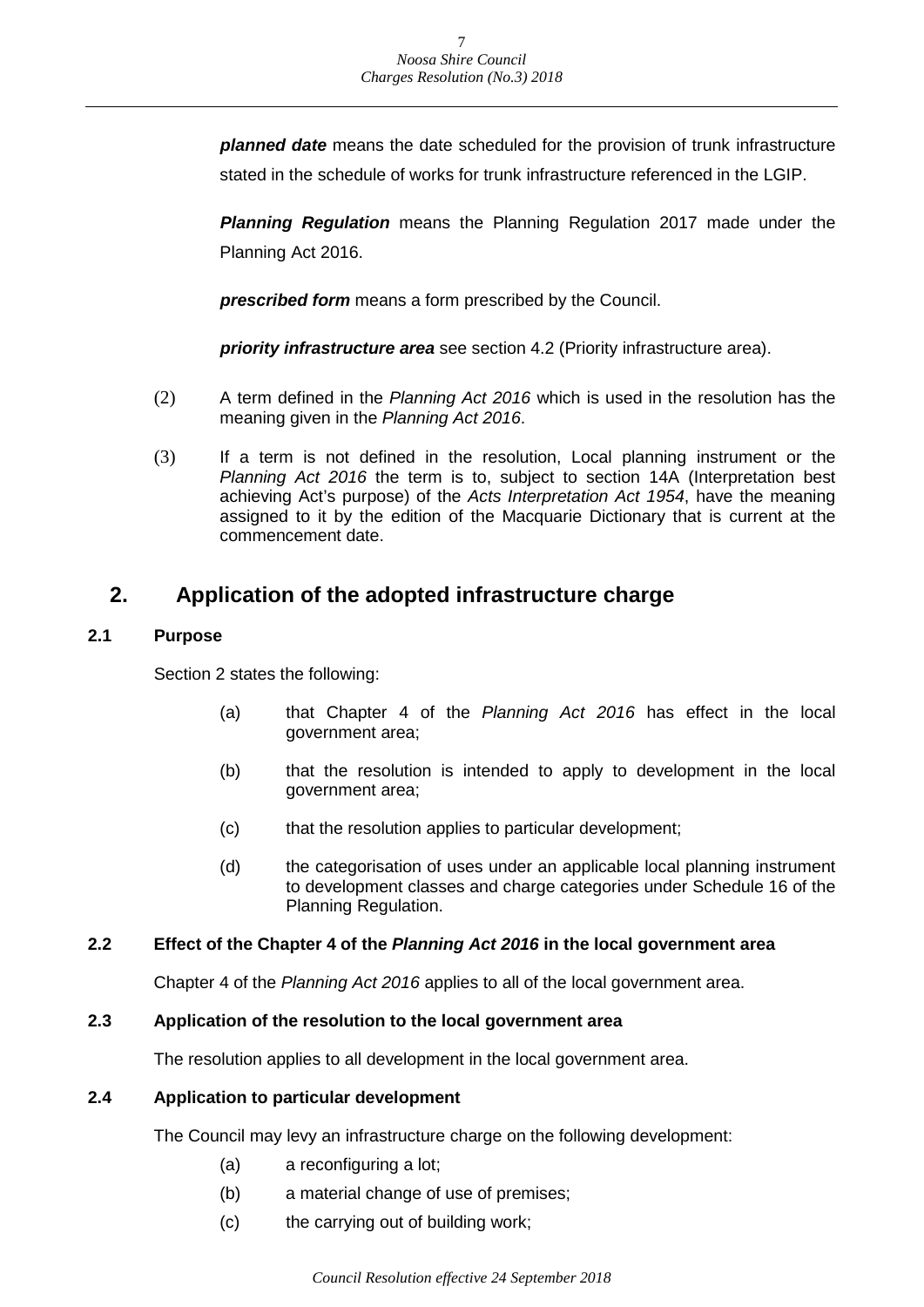***planned date*** means the date scheduled for the provision of trunk infrastructure stated in the schedule of works for trunk infrastructure referenced in the LGIP.

***Planning Regulation*** means the Planning Regulation 2017 made under the Planning Act 2016.

***prescribed form*** means a form prescribed by the Council.

***priority infrastructure area*** see section 4.2 (Priority infrastructure area).

(2) A term defined in the *Planning Act 2016* which is used in the resolution has the meaning given in the *Planning Act 2016*.

(3) If a term is not defined in the resolution, Local planning instrument or the *Planning Act 2016* the term is to, subject to section 14A (Interpretation best achieving Act's purpose) of the *Acts Interpretation Act 1954*, have the meaning assigned to it by the edition of the Macquarie Dictionary that is current at the commencement date.

## 2. Application of the adopted infrastructure charge

### 2.1 Purpose

Section 2 states the following:

(a) that Chapter 4 of the *Planning Act 2016* has effect in the local government area;

(b) that the resolution is intended to apply to development in the local government area;

(c) that the resolution applies to particular development;

(d) the categorisation of uses under an applicable local planning instrument to development classes and charge categories under Schedule 16 of the Planning Regulation.

### 2.2 Effect of the Chapter 4 of the *Planning Act 2016* in the local government area

Chapter 4 of the *Planning Act 2016* applies to all of the local government area.

### 2.3 Application of the resolution to the local government area

The resolution applies to all development in the local government area.

### 2.4 Application to particular development

The Council may levy an infrastructure charge on the following development:

(a) a reconfiguring a lot;

(b) a material change of use of premises;

(c) the carrying out of building work;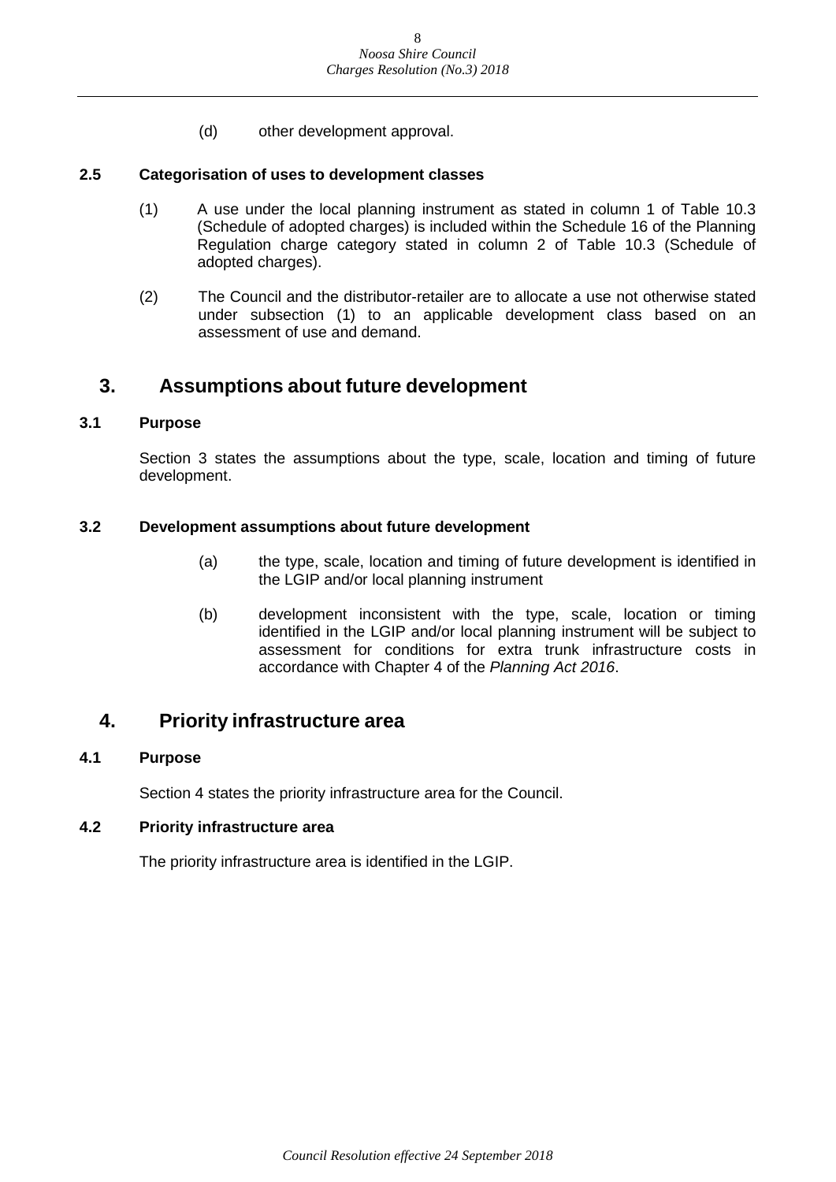(d) other development approval.

### 2.5 Categorisation of uses to development classes

(1) A use under the local planning instrument as stated in column 1 of Table 10.3 (Schedule of adopted charges) is included within the Schedule 16 of the Planning Regulation charge category stated in column 2 of Table 10.3 (Schedule of adopted charges).

(2) The Council and the distributor-retailer are to allocate a use not otherwise stated under subsection (1) to an applicable development class based on an assessment of use and demand.

## 3. Assumptions about future development

### 3.1 Purpose

Section 3 states the assumptions about the type, scale, location and timing of future development.

### 3.2 Development assumptions about future development

(a) the type, scale, location and timing of future development is identified in the LGIP and/or local planning instrument

(b) development inconsistent with the type, scale, location or timing identified in the LGIP and/or local planning instrument will be subject to assessment for conditions for extra trunk infrastructure costs in accordance with Chapter 4 of the *Planning Act 2016*.

## 4. Priority infrastructure area

### 4.1 Purpose

Section 4 states the priority infrastructure area for the Council.

### 4.2 Priority infrastructure area

The priority infrastructure area is identified in the LGIP.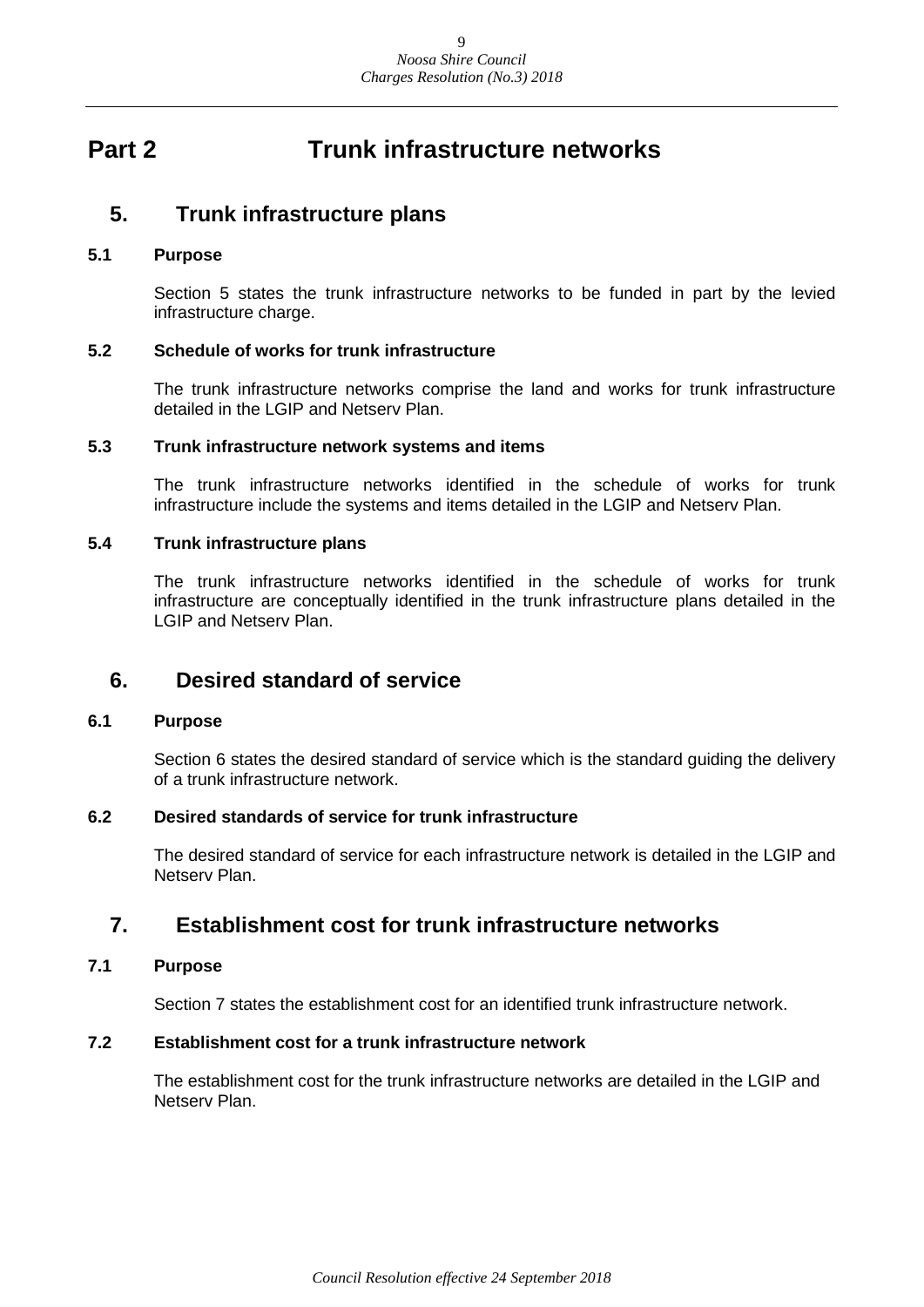# Part 2 Trunk infrastructure networks

## 5. Trunk infrastructure plans

### 5.1 Purpose

Section 5 states the trunk infrastructure networks to be funded in part by the levied infrastructure charge.

### 5.2 Schedule of works for trunk infrastructure

The trunk infrastructure networks comprise the land and works for trunk infrastructure detailed in the LGIP and Netserv Plan.

### 5.3 Trunk infrastructure network systems and items

The trunk infrastructure networks identified in the schedule of works for trunk infrastructure include the systems and items detailed in the LGIP and Netserv Plan.

### 5.4 Trunk infrastructure plans

The trunk infrastructure networks identified in the schedule of works for trunk infrastructure are conceptually identified in the trunk infrastructure plans detailed in the LGIP and Netserv Plan.

## 6. Desired standard of service

### 6.1 Purpose

Section 6 states the desired standard of service which is the standard guiding the delivery of a trunk infrastructure network.

### 6.2 Desired standards of service for trunk infrastructure

The desired standard of service for each infrastructure network is detailed in the LGIP and Netserv Plan.

## 7. Establishment cost for trunk infrastructure networks

### 7.1 Purpose

Section 7 states the establishment cost for an identified trunk infrastructure network.

### 7.2 Establishment cost for a trunk infrastructure network

The establishment cost for the trunk infrastructure networks are detailed in the LGIP and Netserv Plan.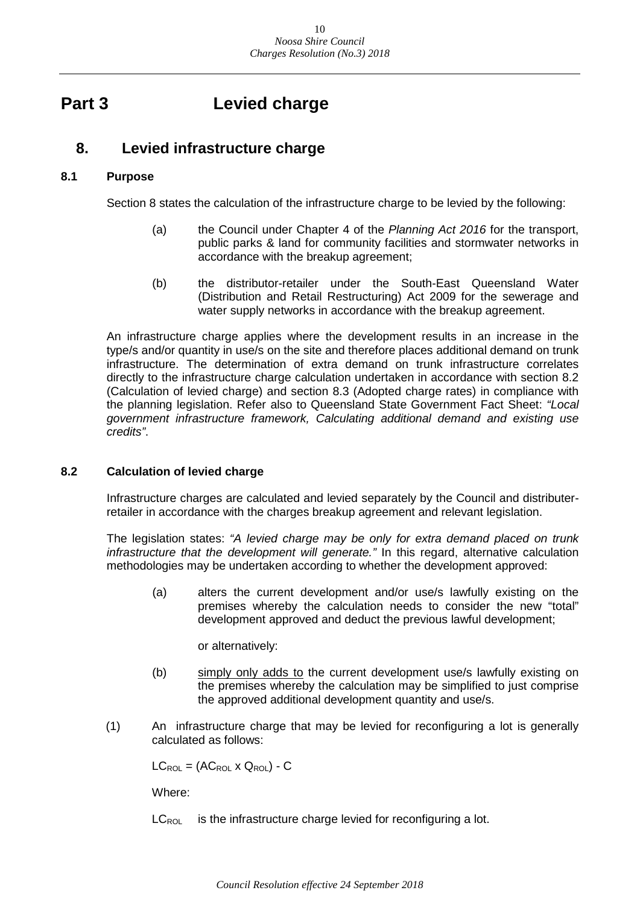# Part 3 Levied charge

## 8. Levied infrastructure charge

### 8.1 Purpose

Section 8 states the calculation of the infrastructure charge to be levied by the following:

(a) the Council under Chapter 4 of the *Planning Act 2016* for the transport, public parks & land for community facilities and stormwater networks in accordance with the breakup agreement;

(b) the distributor-retailer under the South-East Queensland Water (Distribution and Retail Restructuring) Act 2009 for the sewerage and water supply networks in accordance with the breakup agreement.

An infrastructure charge applies where the development results in an increase in the type/s and/or quantity in use/s on the site and therefore places additional demand on trunk infrastructure. The determination of extra demand on trunk infrastructure correlates directly to the infrastructure charge calculation undertaken in accordance with section 8.2 (Calculation of levied charge) and section 8.3 (Adopted charge rates) in compliance with the planning legislation. Refer also to Queensland State Government Fact Sheet: *"Local government infrastructure framework, Calculating additional demand and existing use credits"*.

### 8.2 Calculation of levied charge

Infrastructure charges are calculated and levied separately by the Council and distributer-retailer in accordance with the charges breakup agreement and relevant legislation.

The legislation states: *"A levied charge may be only for extra demand placed on trunk infrastructure that the development will generate."* In this regard, alternative calculation methodologies may be undertaken according to whether the development approved:

(a) alters the current development and/or use/s lawfully existing on the premises whereby the calculation needs to consider the new "total" development approved and deduct the previous lawful development;

or alternatively:

(b) simply only adds to the current development use/s lawfully existing on the premises whereby the calculation may be simplified to just comprise the approved additional development quantity and use/s.

(1) An infrastructure charge that may be levied for reconfiguring a lot is generally calculated as follows:

$LC_{ROL} = (AC_{ROL} \times Q_{ROL}) - C$

Where:

$LC_{ROL}$ is the infrastructure charge levied for reconfiguring a lot.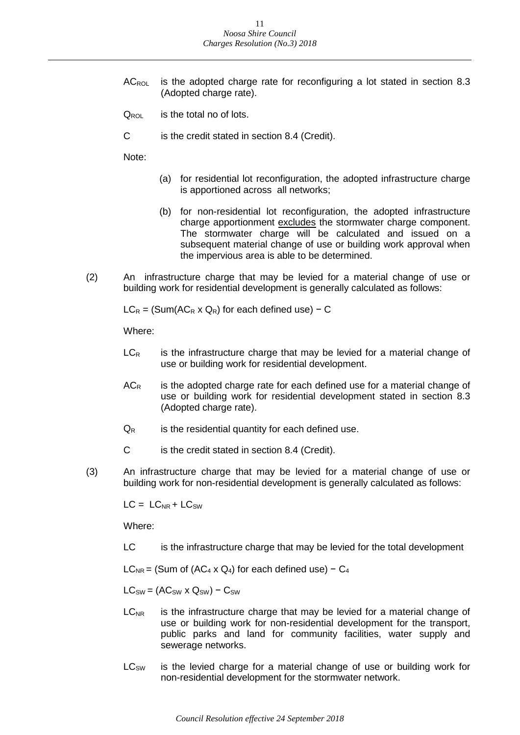$AC_{ROL}$ is the adopted charge rate for reconfiguring a lot stated in section 8.3 (Adopted charge rate).

$Q_{ROL}$ is the total no of lots.

C is the credit stated in section 8.4 (Credit).

Note:

(a) for residential lot reconfiguration, the adopted infrastructure charge is apportioned across all networks;

(b) for non-residential lot reconfiguration, the adopted infrastructure charge apportionment excludes the stormwater charge component. The stormwater charge will be calculated and issued on a subsequent material change of use or building work approval when the impervious area is able to be determined.

(2) An infrastructure charge that may be levied for a material change of use or building work for residential development is generally calculated as follows:

$LC_R$ = (Sum($AC_R$ x $Q_R$) for each defined use) − C

Where:

$LC_R$ is the infrastructure charge that may be levied for a material change of use or building work for residential development.

$AC_R$ is the adopted charge rate for each defined use for a material change of use or building work for residential development stated in section 8.3 (Adopted charge rate).

$Q_R$ is the residential quantity for each defined use.

C is the credit stated in section 8.4 (Credit).

(3) An infrastructure charge that may be levied for a material change of use or building work for non-residential development is generally calculated as follows:

LC = $LC_{NR}$ + $LC_{SW}$

Where:

LC is the infrastructure charge that may be levied for the total development

$LC_{NR}$ = (Sum of ($AC_4$ x $Q_4$) for each defined use) − $C_4$

$LC_{SW}$ = ($AC_{SW}$ x $Q_{SW}$) − $C_{SW}$

$LC_{NR}$ is the infrastructure charge that may be levied for a material change of use or building work for non-residential development for the transport, public parks and land for community facilities, water supply and sewerage networks.

$LC_{SW}$ is the levied charge for a material change of use or building work for non-residential development for the stormwater network.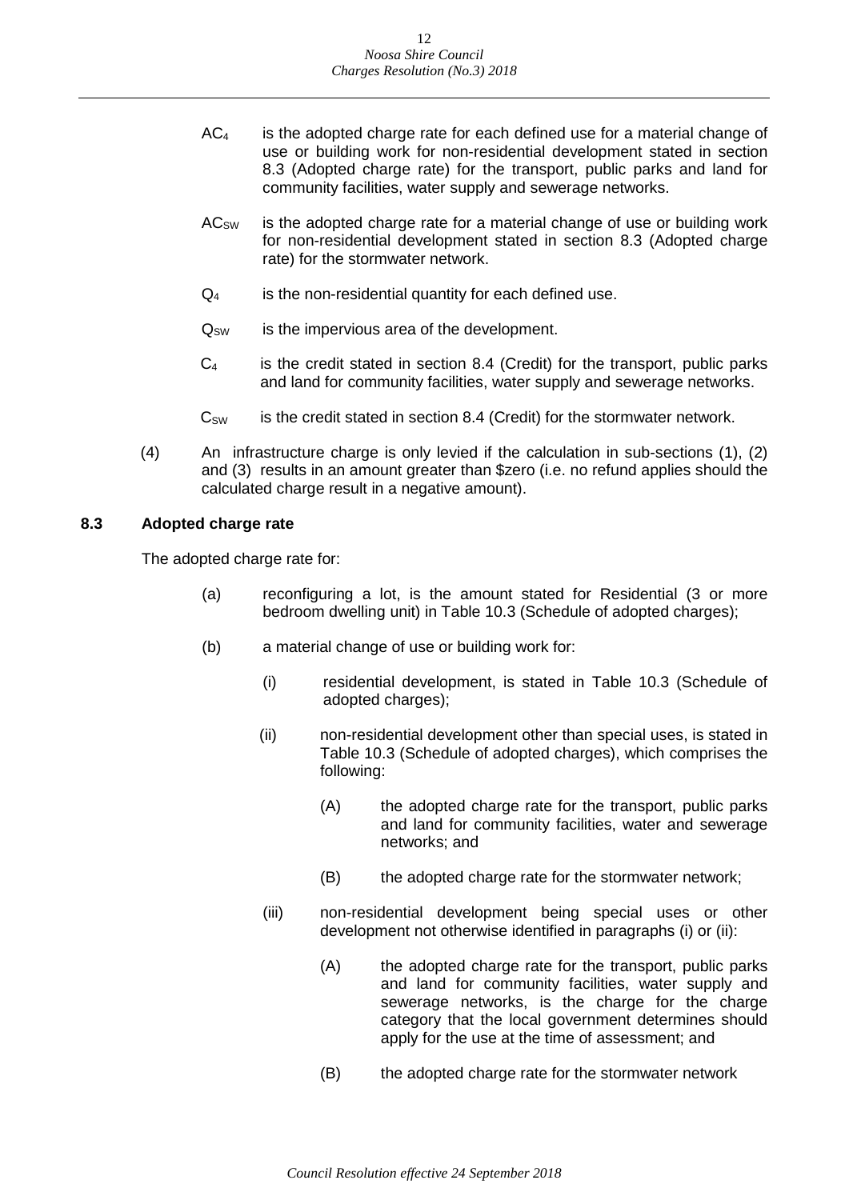$AC_4$ is the adopted charge rate for each defined use for a material change of use or building work for non-residential development stated in section 8.3 (Adopted charge rate) for the transport, public parks and land for community facilities, water supply and sewerage networks.

$AC_{SW}$ is the adopted charge rate for a material change of use or building work for non-residential development stated in section 8.3 (Adopted charge rate) for the stormwater network.

$Q_4$ is the non-residential quantity for each defined use.

$Q_{SW}$ is the impervious area of the development.

$C_4$ is the credit stated in section 8.4 (Credit) for the transport, public parks and land for community facilities, water supply and sewerage networks.

$C_{SW}$ is the credit stated in section 8.4 (Credit) for the stormwater network.

(4) An infrastructure charge is only levied if the calculation in sub-sections (1), (2) and (3) results in an amount greater than $zero (i.e. no refund applies should the calculated charge result in a negative amount).

### 8.3 Adopted charge rate

The adopted charge rate for:

(a) reconfiguring a lot, is the amount stated for Residential (3 or more bedroom dwelling unit) in Table 10.3 (Schedule of adopted charges);

(b) a material change of use or building work for:

(i) residential development, is stated in Table 10.3 (Schedule of adopted charges);

(ii) non-residential development other than special uses, is stated in Table 10.3 (Schedule of adopted charges), which comprises the following:

(A) the adopted charge rate for the transport, public parks and land for community facilities, water and sewerage networks; and

(B) the adopted charge rate for the stormwater network;

(iii) non-residential development being special uses or other development not otherwise identified in paragraphs (i) or (ii):

(A) the adopted charge rate for the transport, public parks and land for community facilities, water supply and sewerage networks, is the charge for the charge category that the local government determines should apply for the use at the time of assessment; and

(B) the adopted charge rate for the stormwater network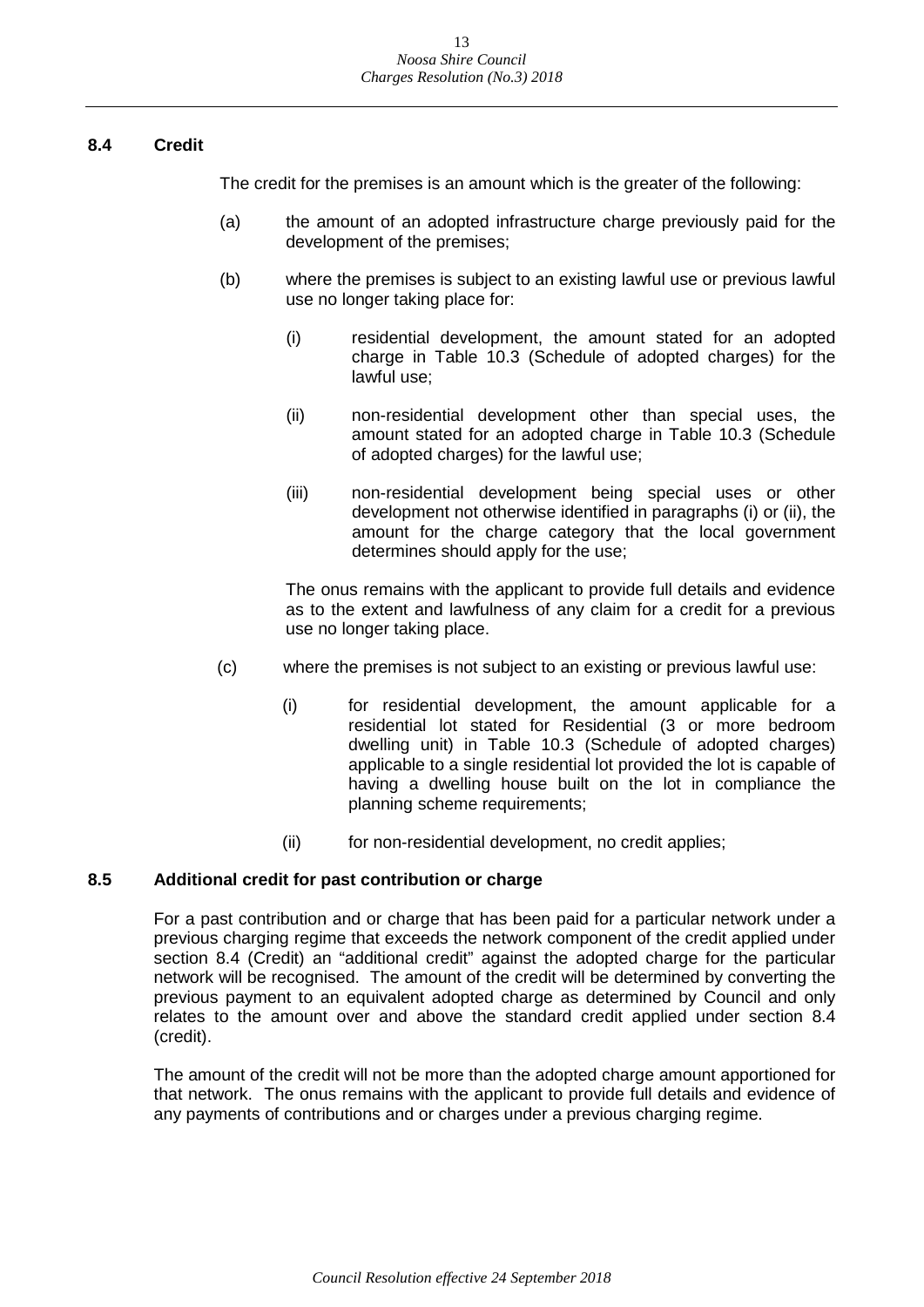### 8.4 Credit

The credit for the premises is an amount which is the greater of the following:

(a) the amount of an adopted infrastructure charge previously paid for the development of the premises;

(b) where the premises is subject to an existing lawful use or previous lawful use no longer taking place for:

   (i) residential development, the amount stated for an adopted charge in Table 10.3 (Schedule of adopted charges) for the lawful use;

   (ii) non-residential development other than special uses, the amount stated for an adopted charge in Table 10.3 (Schedule of adopted charges) for the lawful use;

   (iii) non-residential development being special uses or other development not otherwise identified in paragraphs (i) or (ii), the amount for the charge category that the local government determines should apply for the use;

   The onus remains with the applicant to provide full details and evidence as to the extent and lawfulness of any claim for a credit for a previous use no longer taking place.

(c) where the premises is not subject to an existing or previous lawful use:

   (i) for residential development, the amount applicable for a residential lot stated for Residential (3 or more bedroom dwelling unit) in Table 10.3 (Schedule of adopted charges) applicable to a single residential lot provided the lot is capable of having a dwelling house built on the lot in compliance the planning scheme requirements;

   (ii) for non-residential development, no credit applies;

### 8.5 Additional credit for past contribution or charge

For a past contribution and or charge that has been paid for a particular network under a previous charging regime that exceeds the network component of the credit applied under section 8.4 (Credit) an "additional credit" against the adopted charge for the particular network will be recognised. The amount of the credit will be determined by converting the previous payment to an equivalent adopted charge as determined by Council and only relates to the amount over and above the standard credit applied under section 8.4 (credit).

The amount of the credit will not be more than the adopted charge amount apportioned for that network. The onus remains with the applicant to provide full details and evidence of any payments of contributions and or charges under a previous charging regime.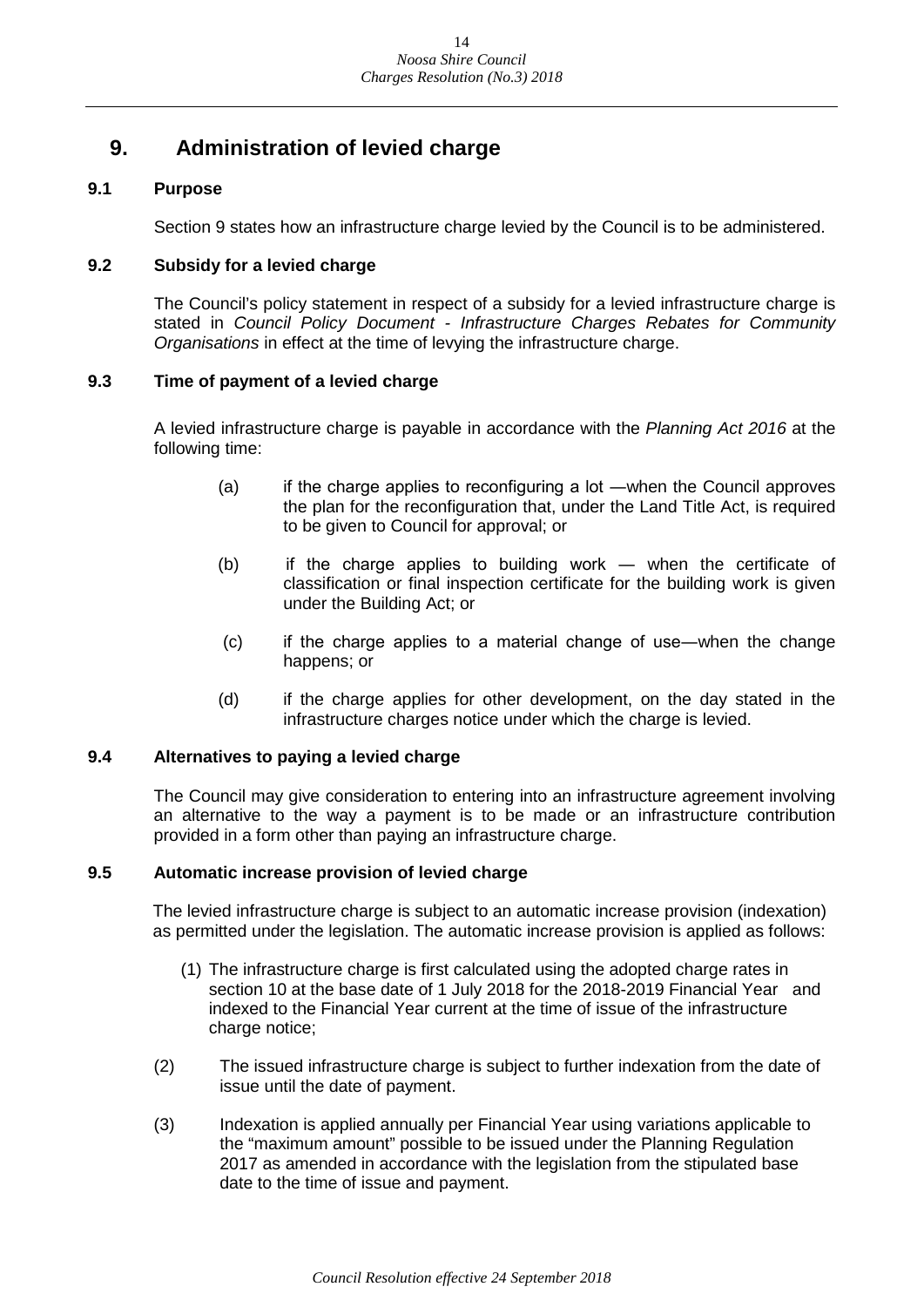## 9. Administration of levied charge

### 9.1 Purpose

Section 9 states how an infrastructure charge levied by the Council is to be administered.

### 9.2 Subsidy for a levied charge

The Council's policy statement in respect of a subsidy for a levied infrastructure charge is stated in *Council Policy Document - Infrastructure Charges Rebates for Community Organisations* in effect at the time of levying the infrastructure charge.

### 9.3 Time of payment of a levied charge

A levied infrastructure charge is payable in accordance with the *Planning Act 2016* at the following time:

(a) if the charge applies to reconfiguring a lot —when the Council approves the plan for the reconfiguration that, under the Land Title Act, is required to be given to Council for approval; or

(b) if the charge applies to building work — when the certificate of classification or final inspection certificate for the building work is given under the Building Act; or

(c) if the charge applies to a material change of use—when the change happens; or

(d) if the charge applies for other development, on the day stated in the infrastructure charges notice under which the charge is levied.

### 9.4 Alternatives to paying a levied charge

The Council may give consideration to entering into an infrastructure agreement involving an alternative to the way a payment is to be made or an infrastructure contribution provided in a form other than paying an infrastructure charge.

### 9.5 Automatic increase provision of levied charge

The levied infrastructure charge is subject to an automatic increase provision (indexation) as permitted under the legislation. The automatic increase provision is applied as follows:

(1) The infrastructure charge is first calculated using the adopted charge rates in section 10 at the base date of 1 July 2018 for the 2018-2019 Financial Year and indexed to the Financial Year current at the time of issue of the infrastructure charge notice;

(2) The issued infrastructure charge is subject to further indexation from the date of issue until the date of payment.

(3) Indexation is applied annually per Financial Year using variations applicable to the "maximum amount" possible to be issued under the Planning Regulation 2017 as amended in accordance with the legislation from the stipulated base date to the time of issue and payment.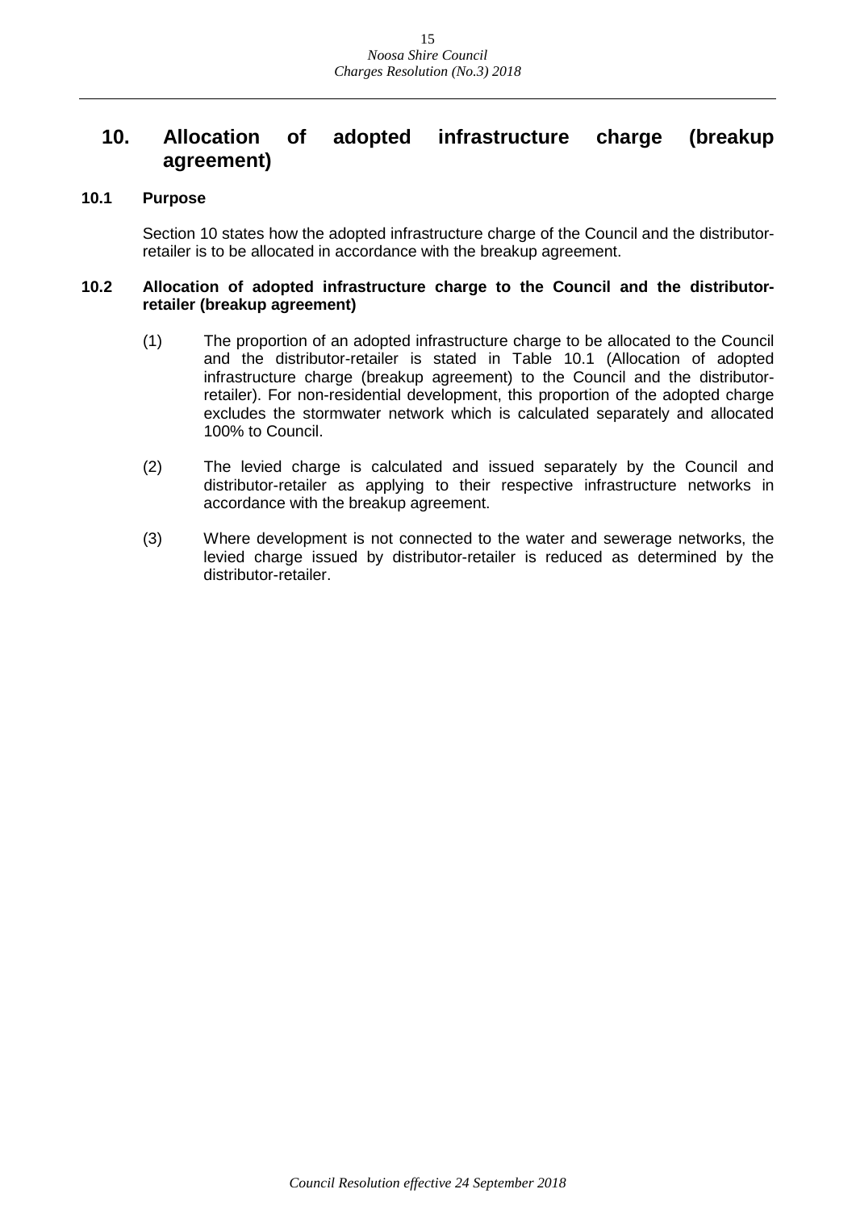# 10. Allocation of adopted infrastructure charge (breakup agreement)

### 10.1 Purpose

Section 10 states how the adopted infrastructure charge of the Council and the distributor-retailer is to be allocated in accordance with the breakup agreement.

### 10.2 Allocation of adopted infrastructure charge to the Council and the distributor-retailer (breakup agreement)

(1) The proportion of an adopted infrastructure charge to be allocated to the Council and the distributor-retailer is stated in Table 10.1 (Allocation of adopted infrastructure charge (breakup agreement) to the Council and the distributor-retailer). For non-residential development, this proportion of the adopted charge excludes the stormwater network which is calculated separately and allocated 100% to Council.

(2) The levied charge is calculated and issued separately by the Council and distributor-retailer as applying to their respective infrastructure networks in accordance with the breakup agreement.

(3) Where development is not connected to the water and sewerage networks, the levied charge issued by distributor-retailer is reduced as determined by the distributor-retailer.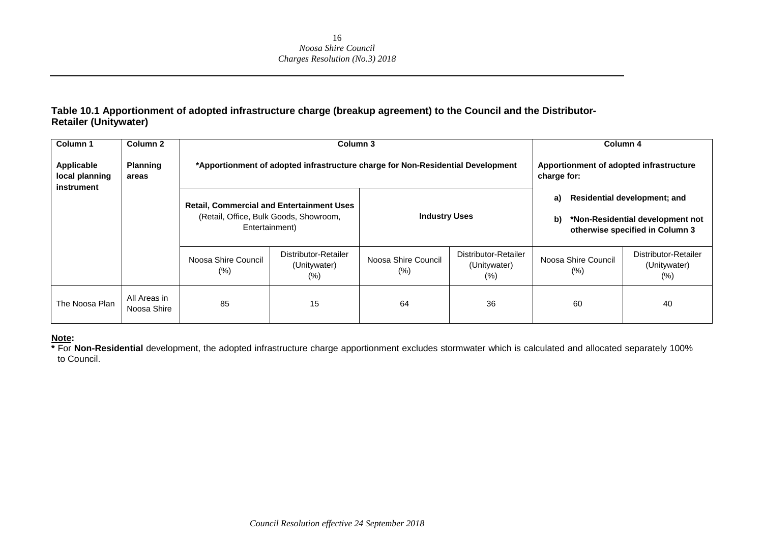**Table 10.1 Apportionment of adopted infrastructure charge (breakup agreement) to the Council and the Distributor-Retailer (Unitywater)**

| **Column 1**<br><br>**Applicable local planning instrument** | **Column 2**<br><br>**Planning areas** | **Column 3**<br><br>**\*Apportionment of adopted infrastructure charge for Non-Residential Development** | | | | **Column 4**<br><br>**Apportionment of adopted infrastructure charge for:**<br><br>**a) Residential development; and**<br><br>**b) \*Non-Residential development not otherwise specified in Column 3** | |
|---|---|---|---|---|---|---|---|
| | | **Retail, Commercial and Entertainment Uses** (Retail, Office, Bulk Goods, Showroom, Entertainment) | | **Industry Uses** | | | |
| | | Noosa Shire Council (%) | Distributor-Retailer (Unitywater) (%) | Noosa Shire Council (%) | Distributor-Retailer (Unitywater) (%) | Noosa Shire Council (%) | Distributor-Retailer (Unitywater) (%) |
| The Noosa Plan | All Areas in Noosa Shire | 85 | 15 | 64 | 36 | 60 | 40 |

**Note:**

**\*** For **Non-Residential** development, the adopted infrastructure charge apportionment excludes stormwater which is calculated and allocated separately 100% to Council.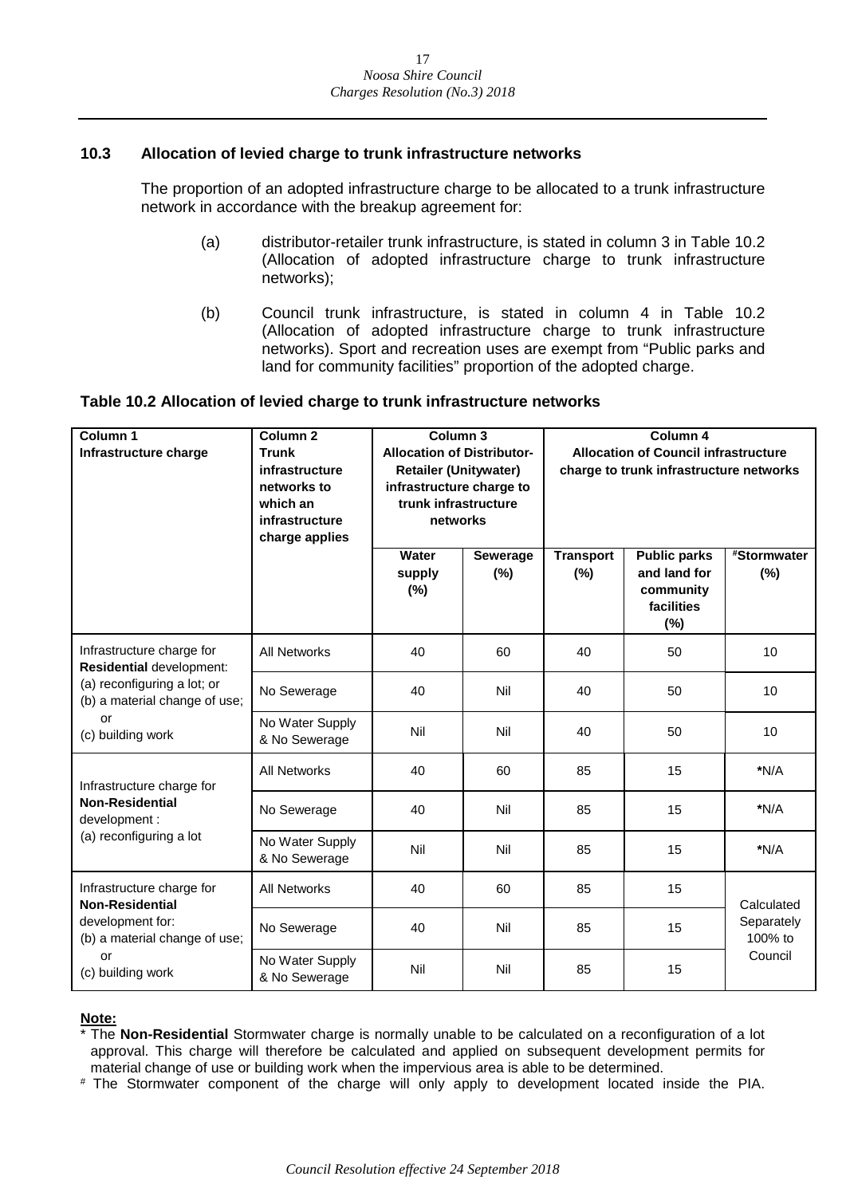### 10.3 Allocation of levied charge to trunk infrastructure networks

The proportion of an adopted infrastructure charge to be allocated to a trunk infrastructure network in accordance with the breakup agreement for:

(a) distributor-retailer trunk infrastructure, is stated in column 3 in Table 10.2 (Allocation of adopted infrastructure charge to trunk infrastructure networks);

(b) Council trunk infrastructure, is stated in column 4 in Table 10.2 (Allocation of adopted infrastructure charge to trunk infrastructure networks). Sport and recreation uses are exempt from "Public parks and land for community facilities" proportion of the adopted charge.

**Table 10.2 Allocation of levied charge to trunk infrastructure networks**

| **Column 1 Infrastructure charge** | **Column 2 Trunk infrastructure networks to which an infrastructure charge applies** | **Column 3 Allocation of Distributor-Retailer (Unitywater) infrastructure charge to trunk infrastructure networks** | | **Column 4 Allocation of Council infrastructure charge to trunk infrastructure networks** | | |
|---|---|---|---|---|---|---|
| | | **Water supply (%)** | **Sewerage (%)** | **Transport (%)** | **Public parks and land for community facilities (%)** | **#Stormwater (%)** |
| Infrastructure charge for **Residential** development: (a) reconfiguring a lot; or (b) a material change of use; or (c) building work | All Networks | 40 | 60 | 40 | 50 | 10 |
| | No Sewerage | 40 | Nil | 40 | 50 | 10 |
| | No Water Supply & No Sewerage | Nil | Nil | 40 | 50 | 10 |
| Infrastructure charge for **Non-Residential** development : (a) reconfiguring a lot | All Networks | 40 | 60 | 85 | 15 | *N/A |
| | No Sewerage | 40 | Nil | 85 | 15 | *N/A |
| | No Water Supply & No Sewerage | Nil | Nil | 85 | 15 | *N/A |
| Infrastructure charge for **Non-Residential** development for: (b) a material change of use; or (c) building work | All Networks | 40 | 60 | 85 | 15 | Calculated Separately 100% to Council |
| | No Sewerage | 40 | Nil | 85 | 15 | |
| | No Water Supply & No Sewerage | Nil | Nil | 85 | 15 | |

**Note:**

\* The **Non-Residential** Stormwater charge is normally unable to be calculated on a reconfiguration of a lot approval. This charge will therefore be calculated and applied on subsequent development permits for material change of use or building work when the impervious area is able to be determined.

\# The Stormwater component of the charge will only apply to development located inside the PIA.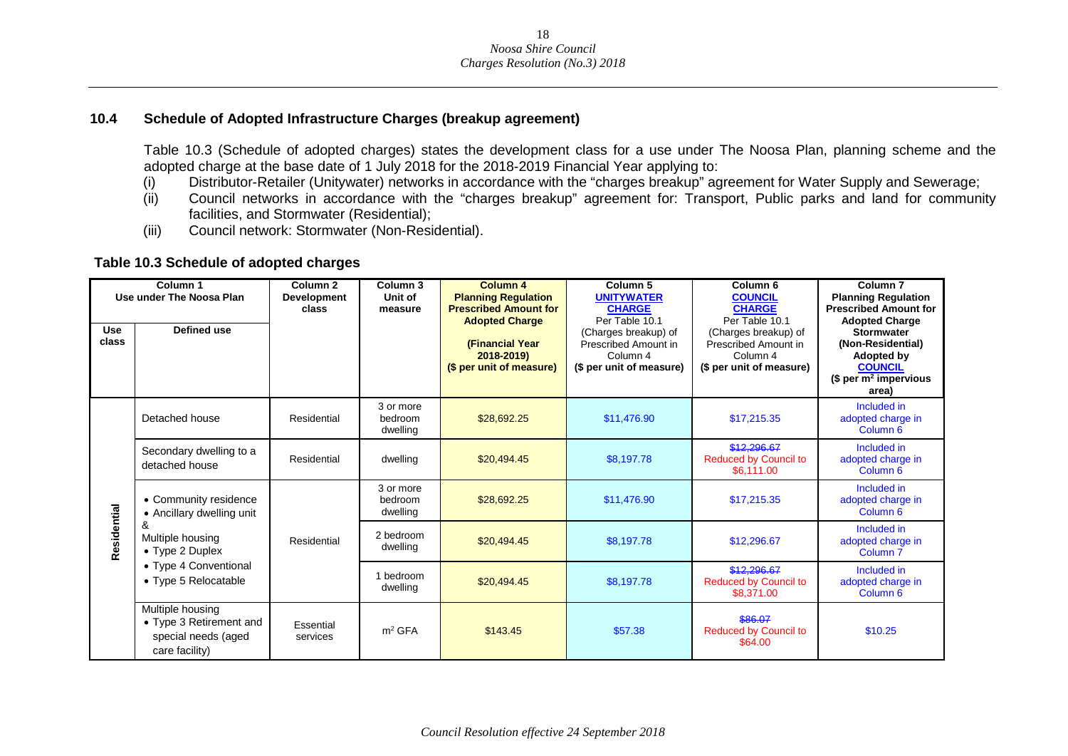## 10.4 Schedule of Adopted Infrastructure Charges (breakup agreement)

Table 10.3 (Schedule of adopted charges) states the development class for a use under The Noosa Plan, planning scheme and the adopted charge at the base date of 1 July 2018 for the 2018-2019 Financial Year applying to:

(i) Distributor-Retailer (Unitywater) networks in accordance with the "charges breakup" agreement for Water Supply and Sewerage;

(ii) Council networks in accordance with the "charges breakup" agreement for: Transport, Public parks and land for community facilities, and Stormwater (Residential);

(iii) Council network: Stormwater (Non-Residential).

**Table 10.3 Schedule of adopted charges**

| Column 1 Use under The Noosa Plan | | Column 2 Development class | Column 3 Unit of measure | Column 4 Planning Regulation Prescribed Amount for Adopted Charge (Financial Year 2018-2019) ($ per unit of measure) | Column 5 UNITYWATER CHARGE Per Table 10.1 (Charges breakup) of Prescribed Amount in Column 4 ($ per unit of measure) | Column 6 COUNCIL CHARGE Per Table 10.1 (Charges breakup) of Prescribed Amount in Column 4 ($ per unit of measure) | Column 7 Planning Regulation Prescribed Amount for Adopted Charge Stormwater (Non-Residential) Adopted by COUNCIL ($ per $m^2$ impervious area) |
|---|---|---|---|---|---|---|---|
| **Use class** | **Defined use** | | | | | | |
| Residential | Detached house | Residential | 3 or more bedroom dwelling | $28,692.25 | $11,476.90 | $17,215.35 | Included in adopted charge in Column 6 |
| Residential | Secondary dwelling to a detached house | Residential | dwelling | $20,494.45 | $8,197.78 | ~~$12,296.67~~ Reduced by Council to $6,111.00 | Included in adopted charge in Column 6 |
| Residential | • Community residence • Ancillary dwelling unit & Multiple housing • Type 2 Duplex • Type 4 Conventional • Type 5 Relocatable | Residential | 3 or more bedroom dwelling | $28,692.25 | $11,476.90 | $17,215.35 | Included in adopted charge in Column 6 |
| | | | 2 bedroom dwelling | $20,494.45 | $8,197.78 | $12,296.67 | Included in adopted charge in Column 7 |
| | | | 1 bedroom dwelling | $20,494.45 | $8,197.78 | ~~$12,296.67~~ Reduced by Council to $8,371.00 | Included in adopted charge in Column 6 |
| Residential | Multiple housing • Type 3 Retirement and special needs (aged care facility) | Essential services | $m^2$ GFA | $143.45 | $57.38 | ~~$86.07~~ Reduced by Council to $64.00 | $10.25 |

*Council Resolution effective 24 September 2018*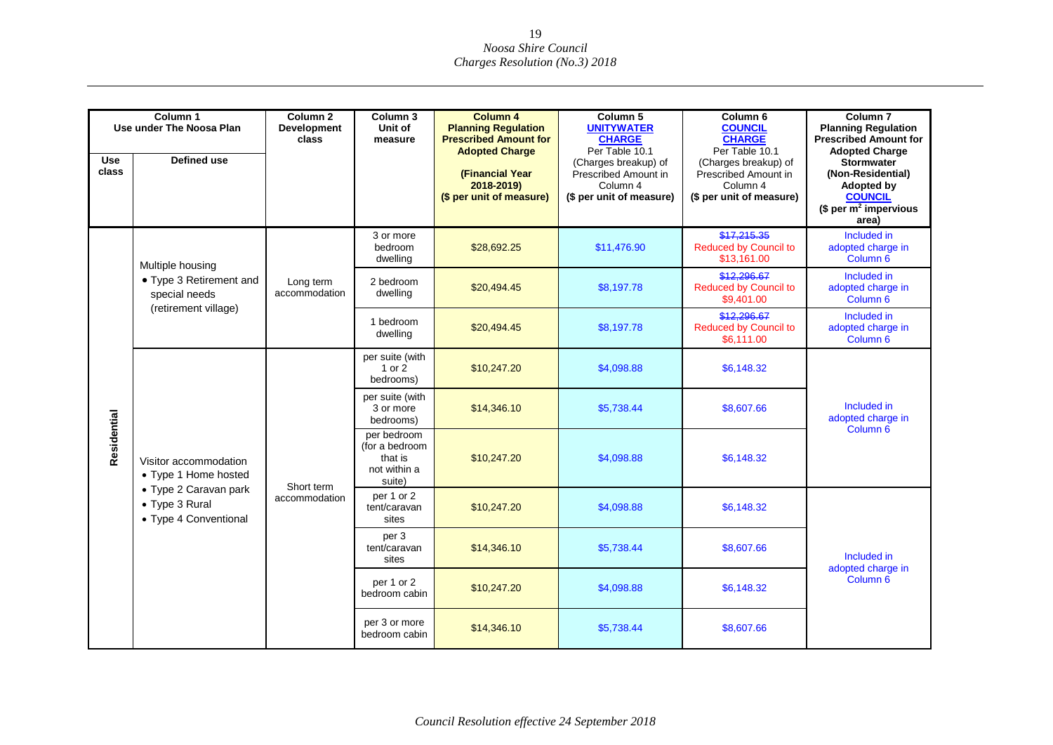| Column 1 Use under The Noosa Plan | | Column 2 Development class | Column 3 Unit of measure | Column 4 Planning Regulation Prescribed Amount for Adopted Charge (Financial Year 2018-2019) ($ per unit of measure) | Column 5 UNITYWATER CHARGE Per Table 10.1 (Charges breakup) of Prescribed Amount in Column 4 ($ per unit of measure) | Column 6 COUNCIL CHARGE Per Table 10.1 (Charges breakup) of Prescribed Amount in Column 4 ($ per unit of measure) | Column 7 Planning Regulation Prescribed Amount for Adopted Charge Stormwater (Non-Residential) Adopted by COUNCIL ($ per $m^2$ impervious area) |
|---|---|---|---|---|---|---|---|
| **Use class** | **Defined use** | | | | | | |
| Residential | Multiple housing • Type 3 Retirement and special needs (retirement village) | Long term accommodation | 3 or more bedroom dwelling | $28,692.25 | $11,476.90 | ~~$17,215.35~~ Reduced by Council to $13,161.00 | Included in adopted charge in Column 6 |
| | | | 2 bedroom dwelling | $20,494.45 | $8,197.78 | ~~$12,296.67~~ Reduced by Council to $9,401.00 | Included in adopted charge in Column 6 |
| | | | 1 bedroom dwelling | $20,494.45 | $8,197.78 | ~~$12,296.67~~ Reduced by Council to $6,111.00 | Included in adopted charge in Column 6 |
| | Visitor accommodation • Type 1 Home hosted • Type 2 Caravan park • Type 3 Rural • Type 4 Conventional | Short term accommodation | per suite (with 1 or 2 bedrooms) | $10,247.20 | $4,098.88 | $6,148.32 | Included in adopted charge in Column 6 |
| | | | per suite (with 3 or more bedrooms) | $14,346.10 | $5,738.44 | $8,607.66 | |
| | | | per bedroom (for a bedroom that is not within a suite) | $10,247.20 | $4,098.88 | $6,148.32 | |
| | | | per 1 or 2 tent/caravan sites | $10,247.20 | $4,098.88 | $6,148.32 | Included in adopted charge in Column 6 |
| | | | per 3 tent/caravan sites | $14,346.10 | $5,738.44 | $8,607.66 | |
| | | | per 1 or 2 bedroom cabin | $10,247.20 | $4,098.88 | $6,148.32 | |
| | | | per 3 or more bedroom cabin | $14,346.10 | $5,738.44 | $8,607.66 | |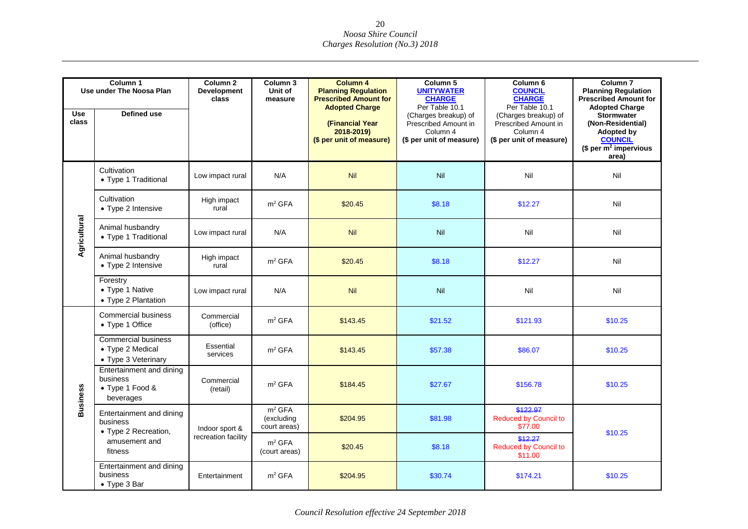| Column 1 Use under The Noosa Plan | | Column 2 Development class | Column 3 Unit of measure | Column 4 Planning Regulation Prescribed Amount for Adopted Charge (Financial Year 2018-2019) ($ per unit of measure) | Column 5 UNITYWATER CHARGE Per Table 10.1 (Charges breakup) of Prescribed Amount in Column 4 ($ per unit of measure) | Column 6 COUNCIL CHARGE Per Table 10.1 (Charges breakup) of Prescribed Amount in Column 4 ($ per unit of measure) | Column 7 Planning Regulation Prescribed Amount for Adopted Charge Stormwater (Non-Residential) Adopted by COUNCIL ($ per $m^2$ impervious area) |
|---|---|---|---|---|---|---|---|
| **Use class** | **Defined use** | | | | | | |
| Agricultural | Cultivation • Type 1 Traditional | Low impact rural | N/A | Nil | Nil | Nil | Nil |
| | Cultivation • Type 2 Intensive | High impact rural | $m^2$ GFA | $20.45 | $8.18 | $12.27 | Nil |
| | Animal husbandry • Type 1 Traditional | Low impact rural | N/A | Nil | Nil | Nil | Nil |
| | Animal husbandry • Type 2 Intensive | High impact rural | $m^2$ GFA | $20.45 | $8.18 | $12.27 | Nil |
| | Forestry • Type 1 Native • Type 2 Plantation | Low impact rural | N/A | Nil | Nil | Nil | Nil |
| Business | Commercial business • Type 1 Office | Commercial (office) | $m^2$ GFA | $143.45 | $21.52 | $121.93 | $10.25 |
| | Commercial business • Type 2 Medical • Type 3 Veterinary | Essential services | $m^2$ GFA | $143.45 | $57.38 | $86.07 | $10.25 |
| | Entertainment and dining business • Type 1 Food & beverages | Commercial (retail) | $m^2$ GFA | $184.45 | $27.67 | $156.78 | $10.25 |
| | Entertainment and dining business • Type 2 Recreation, amusement and fitness | Indoor sport & recreation facility | $m^2$ GFA (excluding court areas) | $204.95 | $81.98 | ~~$122.97~~ Reduced by Council to $77.00 | $10.25 |
| | | | $m^2$ GFA (court areas) | $20.45 | $8.18 | ~~$12.27~~ Reduced by Council to $11.00 | |
| | Entertainment and dining business • Type 3 Bar | Entertainment | $m^2$ GFA | $204.95 | $30.74 | $174.21 | $10.25 |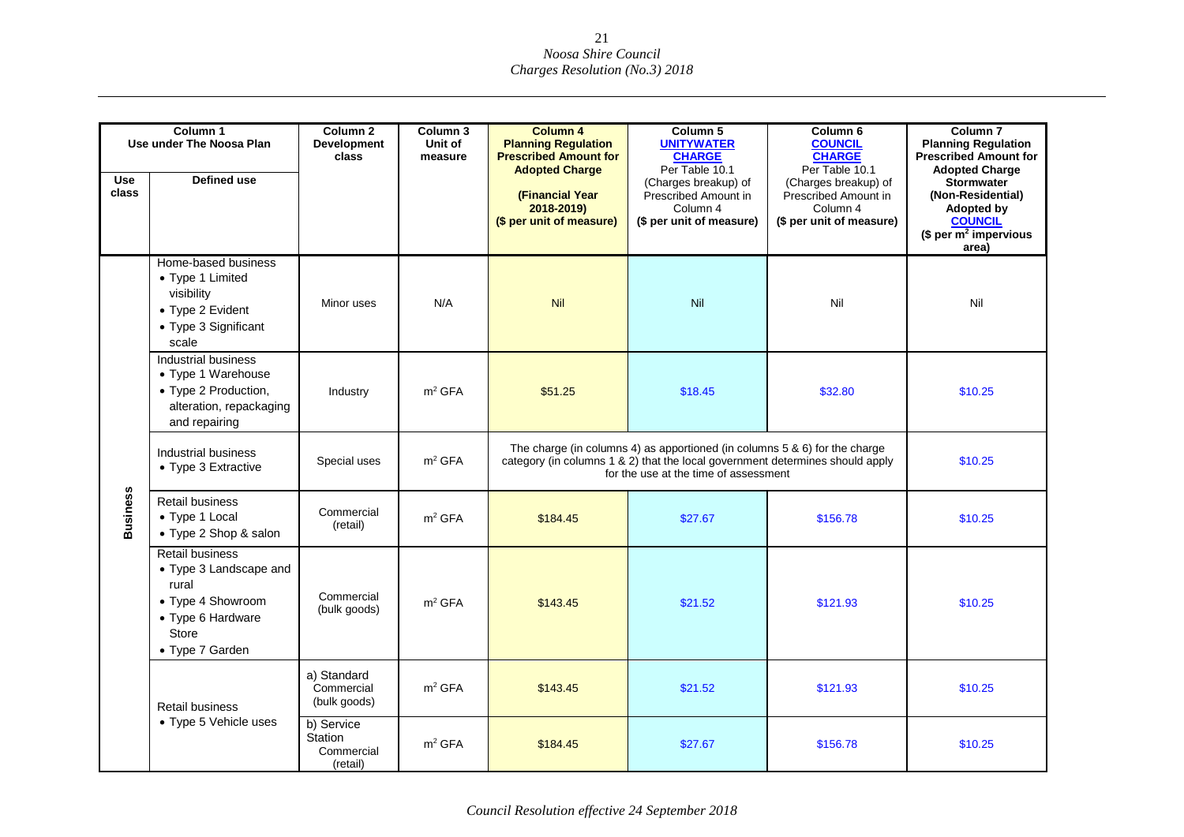| Column 1 Use under The Noosa Plan | | Column 2 Development class | Column 3 Unit of measure | Column 4 Planning Regulation Prescribed Amount for Adopted Charge (Financial Year 2018-2019) ($ per unit of measure) | Column 5 UNITYWATER CHARGE Per Table 10.1 (Charges breakup) of Prescribed Amount in Column 4 ($ per unit of measure) | Column 6 COUNCIL CHARGE Per Table 10.1 (Charges breakup) of Prescribed Amount in Column 4 ($ per unit of measure) | Column 7 Planning Regulation Prescribed Amount for Adopted Charge Stormwater (Non-Residential) Adopted by COUNCIL ($ per $m^2$ impervious area) |
|---|---|---|---|---|---|---|---|
| **Use class** | **Defined use** | | | | | | |
| Business | Home-based business<br>• Type 1 Limited visibility<br>• Type 2 Evident<br>• Type 3 Significant scale | Minor uses | N/A | Nil | Nil | Nil | Nil |
| Business | Industrial business<br>• Type 1 Warehouse<br>• Type 2 Production, alteration, repackaging and repairing | Industry | $m^2$ GFA | $51.25 | $18.45 | $32.80 | $10.25 |
| Business | Industrial business<br>• Type 3 Extractive | Special uses | $m^2$ GFA | The charge (in columns 4) as apportioned (in columns 5 & 6) for the charge category (in columns 1 & 2) that the local government determines should apply for the use at the time of assessment | | | $10.25 |
| Business | Retail business<br>• Type 1 Local<br>• Type 2 Shop & salon | Commercial (retail) | $m^2$ GFA | $184.45 | $27.67 | $156.78 | $10.25 |
| Business | Retail business<br>• Type 3 Landscape and rural<br>• Type 4 Showroom<br>• Type 6 Hardware Store<br>• Type 7 Garden | Commercial (bulk goods) | $m^2$ GFA | $143.45 | $21.52 | $121.93 | $10.25 |
| Business | Retail business<br>• Type 5 Vehicle uses | a) Standard Commercial (bulk goods) | $m^2$ GFA | $143.45 | $21.52 | $121.93 | $10.25 |
| Business | Retail business<br>• Type 5 Vehicle uses | b) Service Station Commercial (retail) | $m^2$ GFA | $184.45 | $27.67 | $156.78 | $10.25 |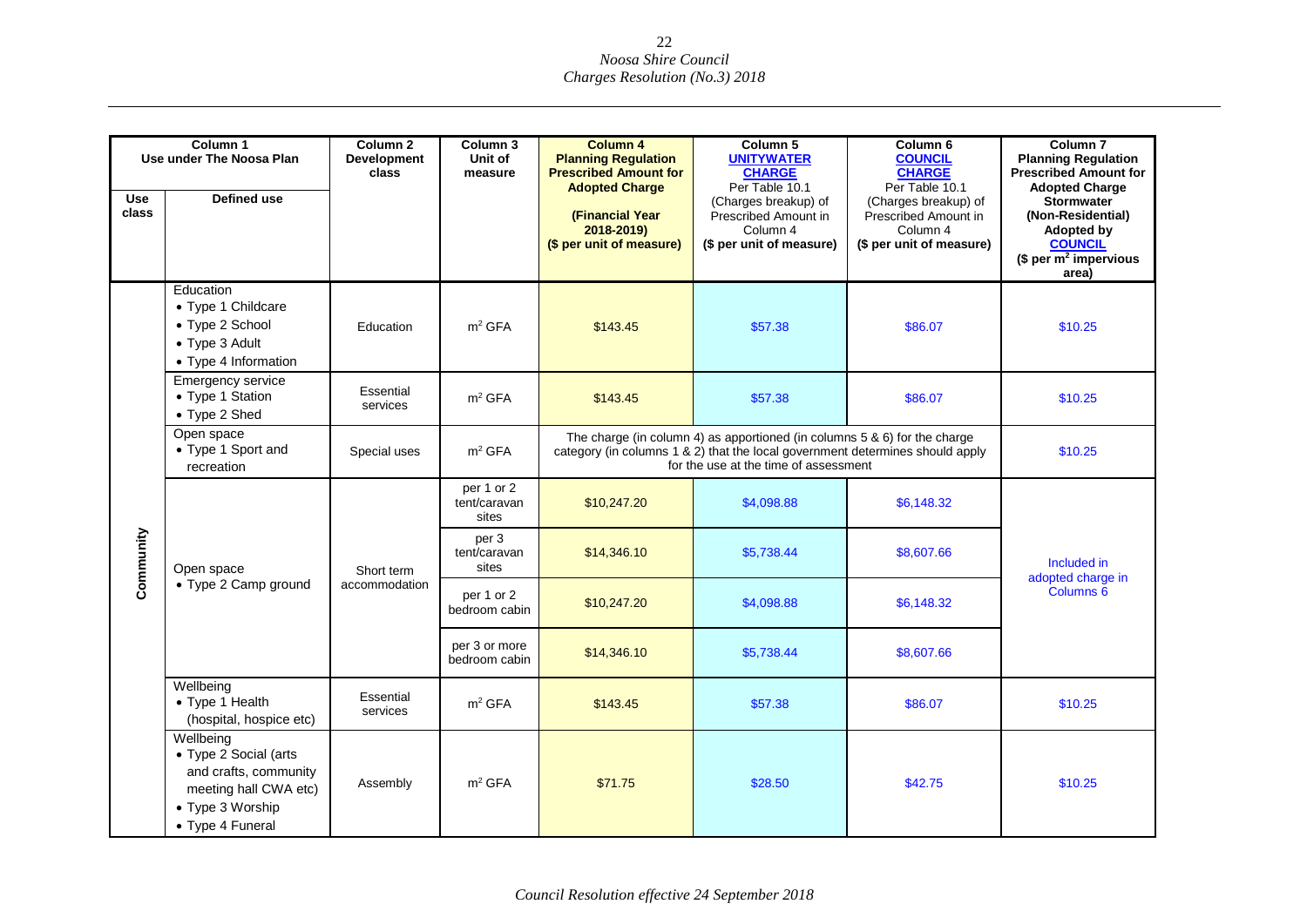| Column 1 Use under The Noosa Plan | | Column 2 Development class | Column 3 Unit of measure | Column 4 Planning Regulation Prescribed Amount for Adopted Charge (Financial Year 2018-2019) ($ per unit of measure) | Column 5 UNITYWATER CHARGE Per Table 10.1 (Charges breakup) of Prescribed Amount in Column 4 ($ per unit of measure) | Column 6 COUNCIL CHARGE Per Table 10.1 (Charges breakup) of Prescribed Amount in Column 4 ($ per unit of measure) | Column 7 Planning Regulation Prescribed Amount for Adopted Charge Stormwater (Non-Residential) Adopted by COUNCIL ($ per $m^2$ impervious area) |
|---|---|---|---|---|---|---|---|
| **Use class** | **Defined use** | | | | | | |
| Community | Education<br>• Type 1 Childcare<br>• Type 2 School<br>• Type 3 Adult<br>• Type 4 Information | Education | $m^2$ GFA | $143.45 | $57.38 | $86.07 | $10.25 |
| | Emergency service<br>• Type 1 Station<br>• Type 2 Shed | Essential services | $m^2$ GFA | $143.45 | $57.38 | $86.07 | $10.25 |
| | Open space<br>• Type 1 Sport and recreation | Special uses | $m^2$ GFA | The charge (in column 4) as apportioned (in columns 5 & 6) for the charge category (in columns 1 & 2) that the local government determines should apply for the use at the time of assessment | | | $10.25 |
| | Open space<br>• Type 2 Camp ground | Short term accommodation | per 1 or 2 tent/caravan sites | $10,247.20 | $4,098.88 | $6,148.32 | Included in adopted charge in Columns 6 |
| | | | per 3 tent/caravan sites | $14,346.10 | $5,738.44 | $8,607.66 | |
| | | | per 1 or 2 bedroom cabin | $10,247.20 | $4,098.88 | $6,148.32 | |
| | | | per 3 or more bedroom cabin | $14,346.10 | $5,738.44 | $8,607.66 | |
| | Wellbeing<br>• Type 1 Health (hospital, hospice etc) | Essential services | $m^2$ GFA | $143.45 | $57.38 | $86.07 | $10.25 |
| | Wellbeing<br>• Type 2 Social (arts and crafts, community meeting hall CWA etc)<br>• Type 3 Worship<br>• Type 4 Funeral | Assembly | $m^2$ GFA | $71.75 | $28.50 | $42.75 | $10.25 |

*Council Resolution effective 24 September 2018*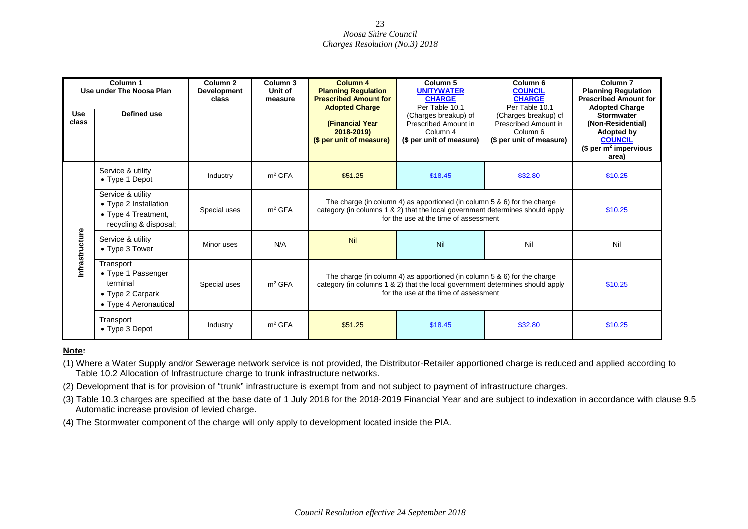| Column 1<br>Use under The Noosa Plan | | Column 2<br>Development class | Column 3<br>Unit of measure | Column 4<br>Planning Regulation Prescribed Amount for Adopted Charge<br>(Financial Year 2018-2019)<br>($ per unit of measure) | Column 5<br>UNITYWATER CHARGE<br>Per Table 10.1<br>(Charges breakup) of Prescribed Amount in Column 4<br>($ per unit of measure) | Column 6<br>COUNCIL CHARGE<br>Per Table 10.1<br>(Charges breakup) of Prescribed Amount in Column 6<br>($ per unit of measure) | Column 7<br>Planning Regulation Prescribed Amount for Adopted Charge Stormwater (Non-Residential) Adopted by COUNCIL<br>($ per $m^2$ impervious area) |
|---|---|---|---|---|---|---|---|
| **Use class** | **Defined use** | | | | | | |
| Infrastructure | Service & utility<br>• Type 1 Depot | Industry | $m^2$ GFA | $51.25 | $18.45 | $32.80 | $10.25 |
| | Service & utility<br>• Type 2 Installation<br>• Type 4 Treatment, recycling & disposal; | Special uses | $m^2$ GFA | The charge (in column 4) as apportioned (in column 5 & 6) for the charge category (in columns 1 & 2) that the local government determines should apply for the use at the time of assessment | | | $10.25 |
| | Service & utility<br>• Type 3 Tower | Minor uses | N/A | Nil | Nil | Nil | Nil |
| | Transport<br>• Type 1 Passenger terminal<br>• Type 2 Carpark<br>• Type 4 Aeronautical | Special uses | $m^2$ GFA | The charge (in column 4) as apportioned (in column 5 & 6) for the charge category (in columns 1 & 2) that the local government determines should apply for the use at the time of assessment | | | $10.25 |
| | Transport<br>• Type 3 Depot | Industry | $m^2$ GFA | $51.25 | $18.45 | $32.80 | $10.25 |

**Note:**

(1) Where a Water Supply and/or Sewerage network service is not provided, the Distributor-Retailer apportioned charge is reduced and applied according to Table 10.2 Allocation of Infrastructure charge to trunk infrastructure networks.

(2) Development that is for provision of "trunk" infrastructure is exempt from and not subject to payment of infrastructure charges.

(3) Table 10.3 charges are specified at the base date of 1 July 2018 for the 2018-2019 Financial Year and are subject to indexation in accordance with clause 9.5 Automatic increase provision of levied charge.

(4) The Stormwater component of the charge will only apply to development located inside the PIA.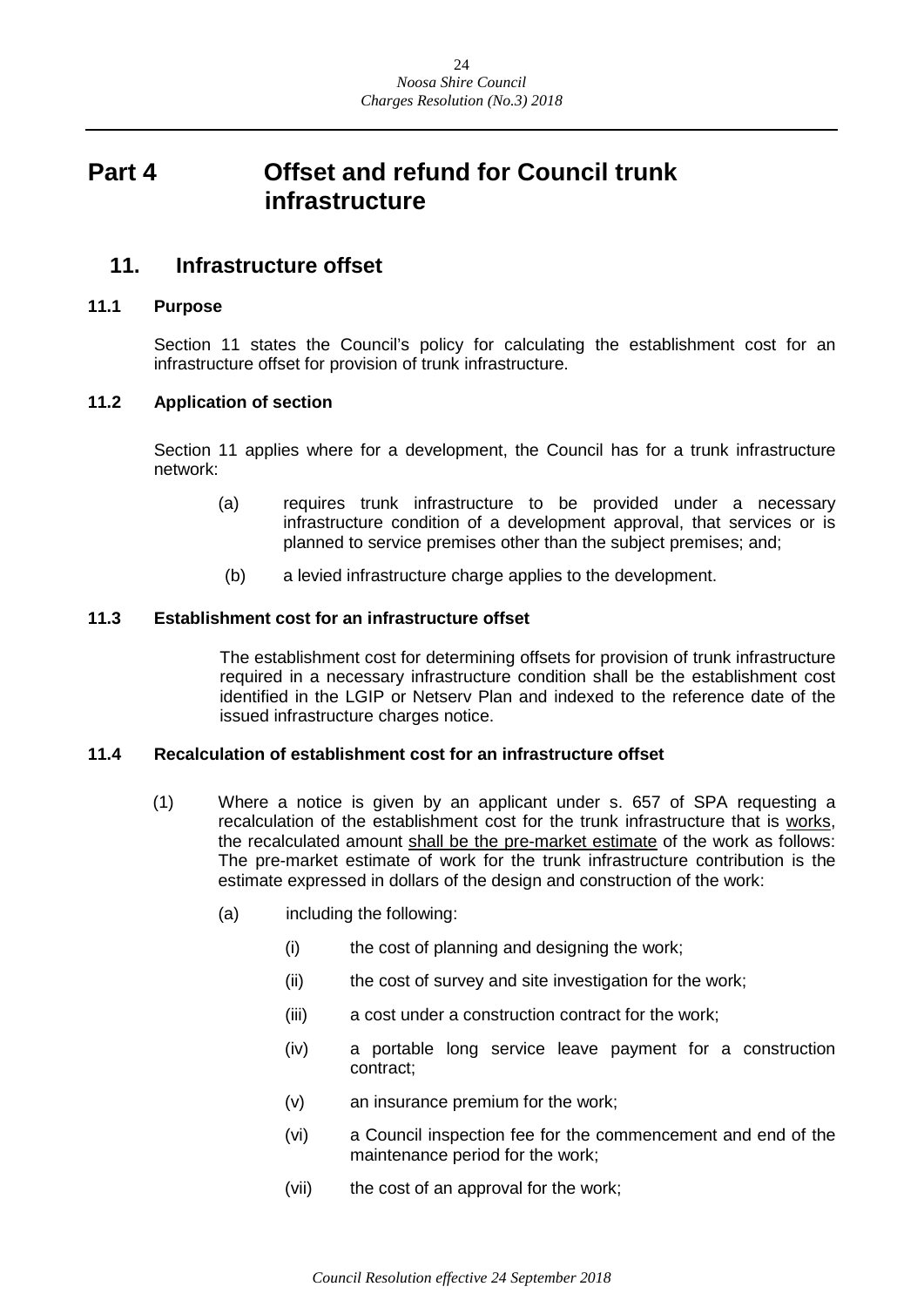# Part 4 Offset and refund for Council trunk infrastructure

## 11. Infrastructure offset

### 11.1 Purpose

Section 11 states the Council's policy for calculating the establishment cost for an infrastructure offset for provision of trunk infrastructure.

### 11.2 Application of section

Section 11 applies where for a development, the Council has for a trunk infrastructure network:

(a) requires trunk infrastructure to be provided under a necessary infrastructure condition of a development approval, that services or is planned to service premises other than the subject premises; and;

(b) a levied infrastructure charge applies to the development.

### 11.3 Establishment cost for an infrastructure offset

The establishment cost for determining offsets for provision of trunk infrastructure required in a necessary infrastructure condition shall be the establishment cost identified in the LGIP or Netserv Plan and indexed to the reference date of the issued infrastructure charges notice.

### 11.4 Recalculation of establishment cost for an infrastructure offset

(1) Where a notice is given by an applicant under s. 657 of SPA requesting a recalculation of the establishment cost for the trunk infrastructure that is <u>works</u>, the recalculated amount <u>shall be the pre-market estimate</u> of the work as follows: The pre-market estimate of work for the trunk infrastructure contribution is the estimate expressed in dollars of the design and construction of the work:

- (a) including the following:
  - (i) the cost of planning and designing the work;
  - (ii) the cost of survey and site investigation for the work;
  - (iii) a cost under a construction contract for the work;
  - (iv) a portable long service leave payment for a construction contract;
  - (v) an insurance premium for the work;
  - (vi) a Council inspection fee for the commencement and end of the maintenance period for the work;
  - (vii) the cost of an approval for the work;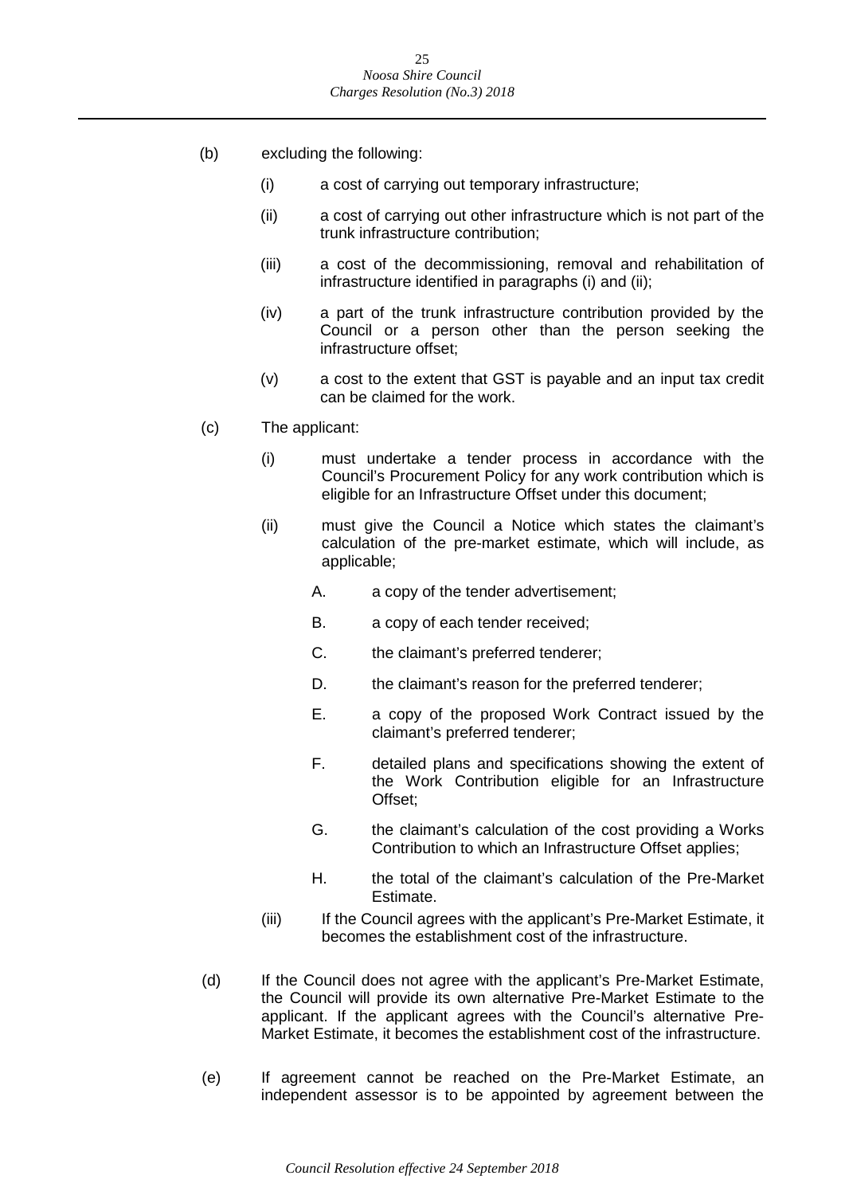(b) excluding the following:

  (i) a cost of carrying out temporary infrastructure;

  (ii) a cost of carrying out other infrastructure which is not part of the trunk infrastructure contribution;

  (iii) a cost of the decommissioning, removal and rehabilitation of infrastructure identified in paragraphs (i) and (ii);

  (iv) a part of the trunk infrastructure contribution provided by the Council or a person other than the person seeking the infrastructure offset;

  (v) a cost to the extent that GST is payable and an input tax credit can be claimed for the work.

(c) The applicant:

  (i) must undertake a tender process in accordance with the Council's Procurement Policy for any work contribution which is eligible for an Infrastructure Offset under this document;

  (ii) must give the Council a Notice which states the claimant's calculation of the pre-market estimate, which will include, as applicable;

    A. a copy of the tender advertisement;

    B. a copy of each tender received;

    C. the claimant's preferred tenderer;

    D. the claimant's reason for the preferred tenderer;

    E. a copy of the proposed Work Contract issued by the claimant's preferred tenderer;

    F. detailed plans and specifications showing the extent of the Work Contribution eligible for an Infrastructure Offset;

    G. the claimant's calculation of the cost providing a Works Contribution to which an Infrastructure Offset applies;

    H. the total of the claimant's calculation of the Pre-Market Estimate.

  (iii) If the Council agrees with the applicant's Pre-Market Estimate, it becomes the establishment cost of the infrastructure.

(d) If the Council does not agree with the applicant's Pre-Market Estimate, the Council will provide its own alternative Pre-Market Estimate to the applicant. If the applicant agrees with the Council's alternative Pre-Market Estimate, it becomes the establishment cost of the infrastructure.

(e) If agreement cannot be reached on the Pre-Market Estimate, an independent assessor is to be appointed by agreement between the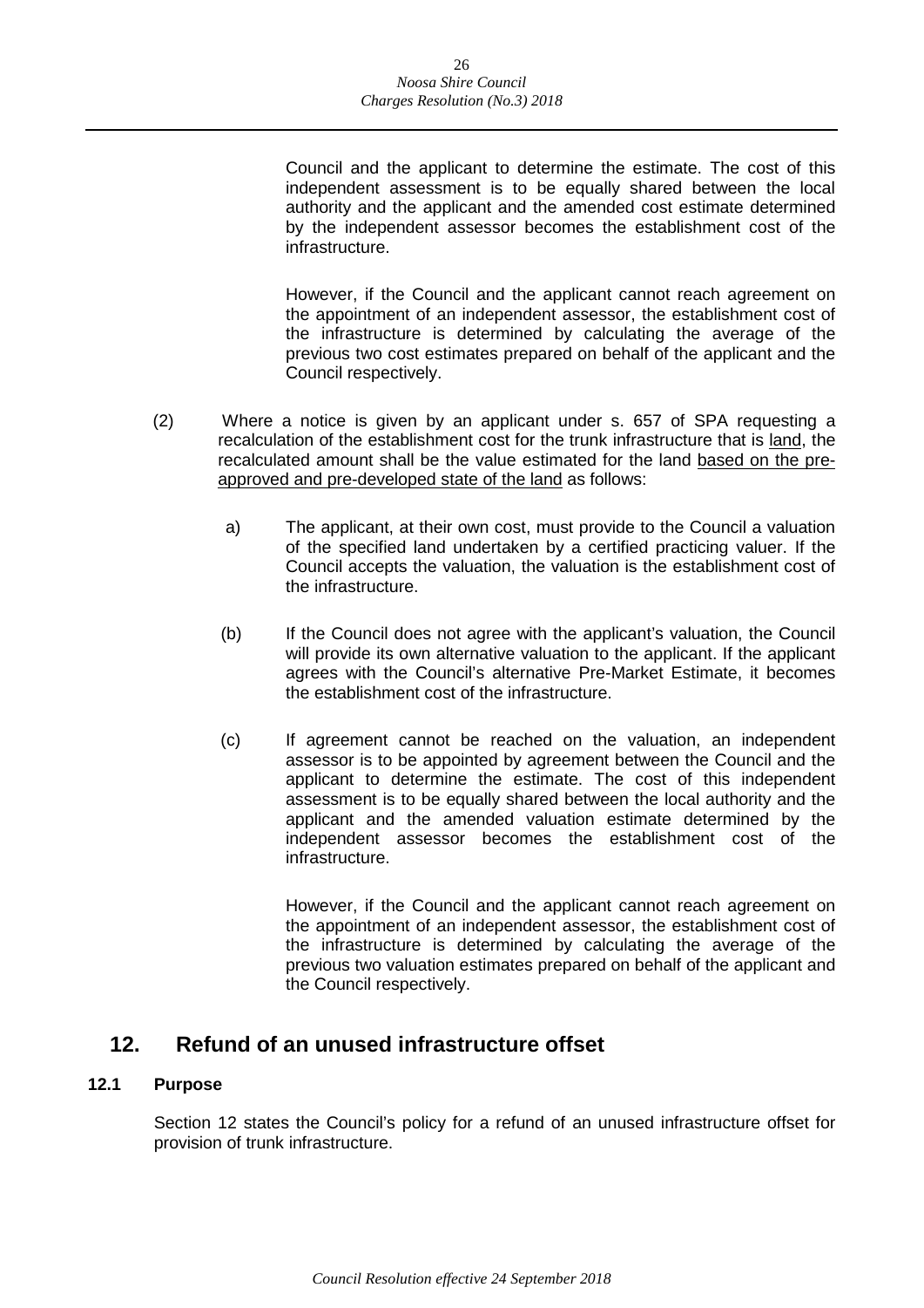Council and the applicant to determine the estimate. The cost of this independent assessment is to be equally shared between the local authority and the applicant and the amended cost estimate determined by the independent assessor becomes the establishment cost of the infrastructure.

However, if the Council and the applicant cannot reach agreement on the appointment of an independent assessor, the establishment cost of the infrastructure is determined by calculating the average of the previous two cost estimates prepared on behalf of the applicant and the Council respectively.

(2) Where a notice is given by an applicant under s. 657 of SPA requesting a recalculation of the establishment cost for the trunk infrastructure that is <u>land</u>, the recalculated amount shall be the value estimated for the land <u>based on the pre-approved and pre-developed state of the land</u> as follows:

a) The applicant, at their own cost, must provide to the Council a valuation of the specified land undertaken by a certified practicing valuer. If the Council accepts the valuation, the valuation is the establishment cost of the infrastructure.

(b) If the Council does not agree with the applicant's valuation, the Council will provide its own alternative valuation to the applicant. If the applicant agrees with the Council's alternative Pre-Market Estimate, it becomes the establishment cost of the infrastructure.

(c) If agreement cannot be reached on the valuation, an independent assessor is to be appointed by agreement between the Council and the applicant to determine the estimate. The cost of this independent assessment is to be equally shared between the local authority and the applicant and the amended valuation estimate determined by the independent assessor becomes the establishment cost of the infrastructure.

However, if the Council and the applicant cannot reach agreement on the appointment of an independent assessor, the establishment cost of the infrastructure is determined by calculating the average of the previous two valuation estimates prepared on behalf of the applicant and the Council respectively.

## 12. Refund of an unused infrastructure offset

### 12.1 Purpose

Section 12 states the Council's policy for a refund of an unused infrastructure offset for provision of trunk infrastructure.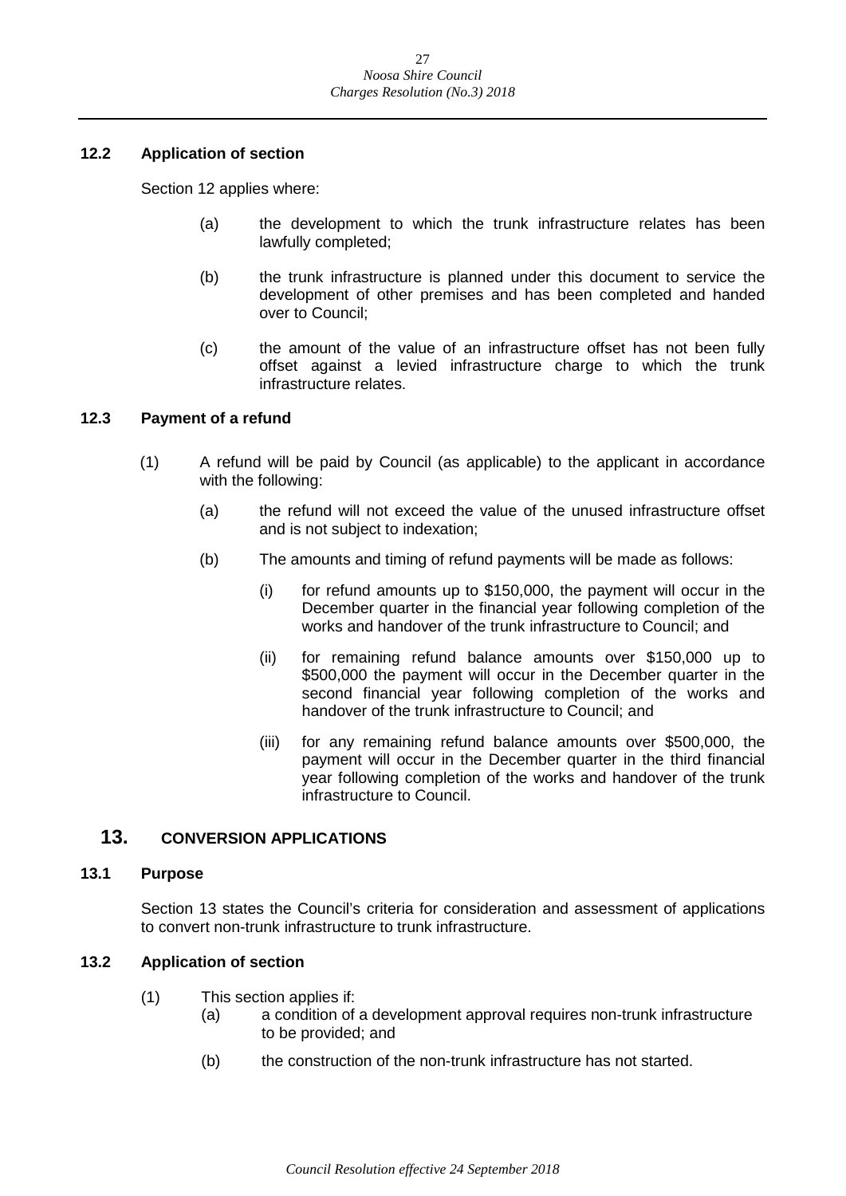### 12.2 Application of section

Section 12 applies where:

(a) the development to which the trunk infrastructure relates has been lawfully completed;

(b) the trunk infrastructure is planned under this document to service the development of other premises and has been completed and handed over to Council;

(c) the amount of the value of an infrastructure offset has not been fully offset against a levied infrastructure charge to which the trunk infrastructure relates.

### 12.3 Payment of a refund

(1) A refund will be paid by Council (as applicable) to the applicant in accordance with the following:

(a) the refund will not exceed the value of the unused infrastructure offset and is not subject to indexation;

(b) The amounts and timing of refund payments will be made as follows:

(i) for refund amounts up to $150,000, the payment will occur in the December quarter in the financial year following completion of the works and handover of the trunk infrastructure to Council; and

(ii) for remaining refund balance amounts over $150,000 up to $500,000 the payment will occur in the December quarter in the second financial year following completion of the works and handover of the trunk infrastructure to Council; and

(iii) for any remaining refund balance amounts over $500,000, the payment will occur in the December quarter in the third financial year following completion of the works and handover of the trunk infrastructure to Council.

## 13. CONVERSION APPLICATIONS

### 13.1 Purpose

Section 13 states the Council's criteria for consideration and assessment of applications to convert non-trunk infrastructure to trunk infrastructure.

### 13.2 Application of section

(1) This section applies if:

(a) a condition of a development approval requires non-trunk infrastructure to be provided; and

(b) the construction of the non-trunk infrastructure has not started.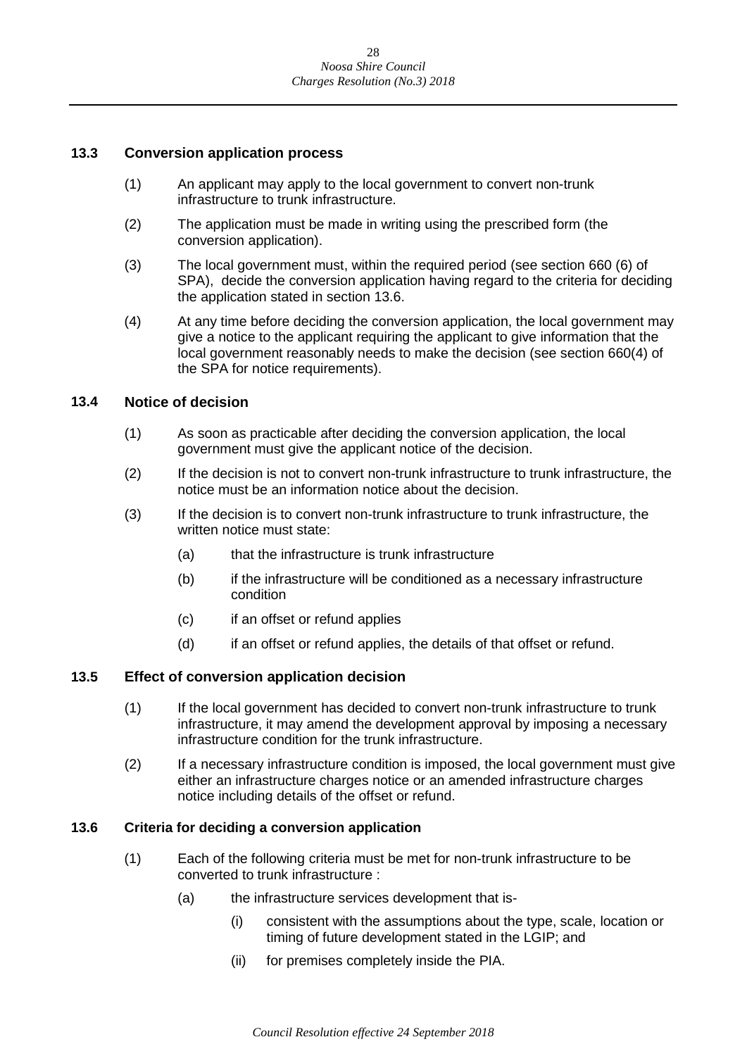### 13.3 Conversion application process

(1) An applicant may apply to the local government to convert non-trunk infrastructure to trunk infrastructure.

(2) The application must be made in writing using the prescribed form (the conversion application).

(3) The local government must, within the required period (see section 660 (6) of SPA), decide the conversion application having regard to the criteria for deciding the application stated in section 13.6.

(4) At any time before deciding the conversion application, the local government may give a notice to the applicant requiring the applicant to give information that the local government reasonably needs to make the decision (see section 660(4) of the SPA for notice requirements).

### 13.4 Notice of decision

(1) As soon as practicable after deciding the conversion application, the local government must give the applicant notice of the decision.

(2) If the decision is not to convert non-trunk infrastructure to trunk infrastructure, the notice must be an information notice about the decision.

(3) If the decision is to convert non-trunk infrastructure to trunk infrastructure, the written notice must state:

- (a) that the infrastructure is trunk infrastructure
- (b) if the infrastructure will be conditioned as a necessary infrastructure condition
- (c) if an offset or refund applies
- (d) if an offset or refund applies, the details of that offset or refund.

### 13.5 Effect of conversion application decision

(1) If the local government has decided to convert non-trunk infrastructure to trunk infrastructure, it may amend the development approval by imposing a necessary infrastructure condition for the trunk infrastructure.

(2) If a necessary infrastructure condition is imposed, the local government must give either an infrastructure charges notice or an amended infrastructure charges notice including details of the offset or refund.

### 13.6 Criteria for deciding a conversion application

(1) Each of the following criteria must be met for non-trunk infrastructure to be converted to trunk infrastructure :

- (a) the infrastructure services development that is-
  - (i) consistent with the assumptions about the type, scale, location or timing of future development stated in the LGIP; and
  - (ii) for premises completely inside the PIA.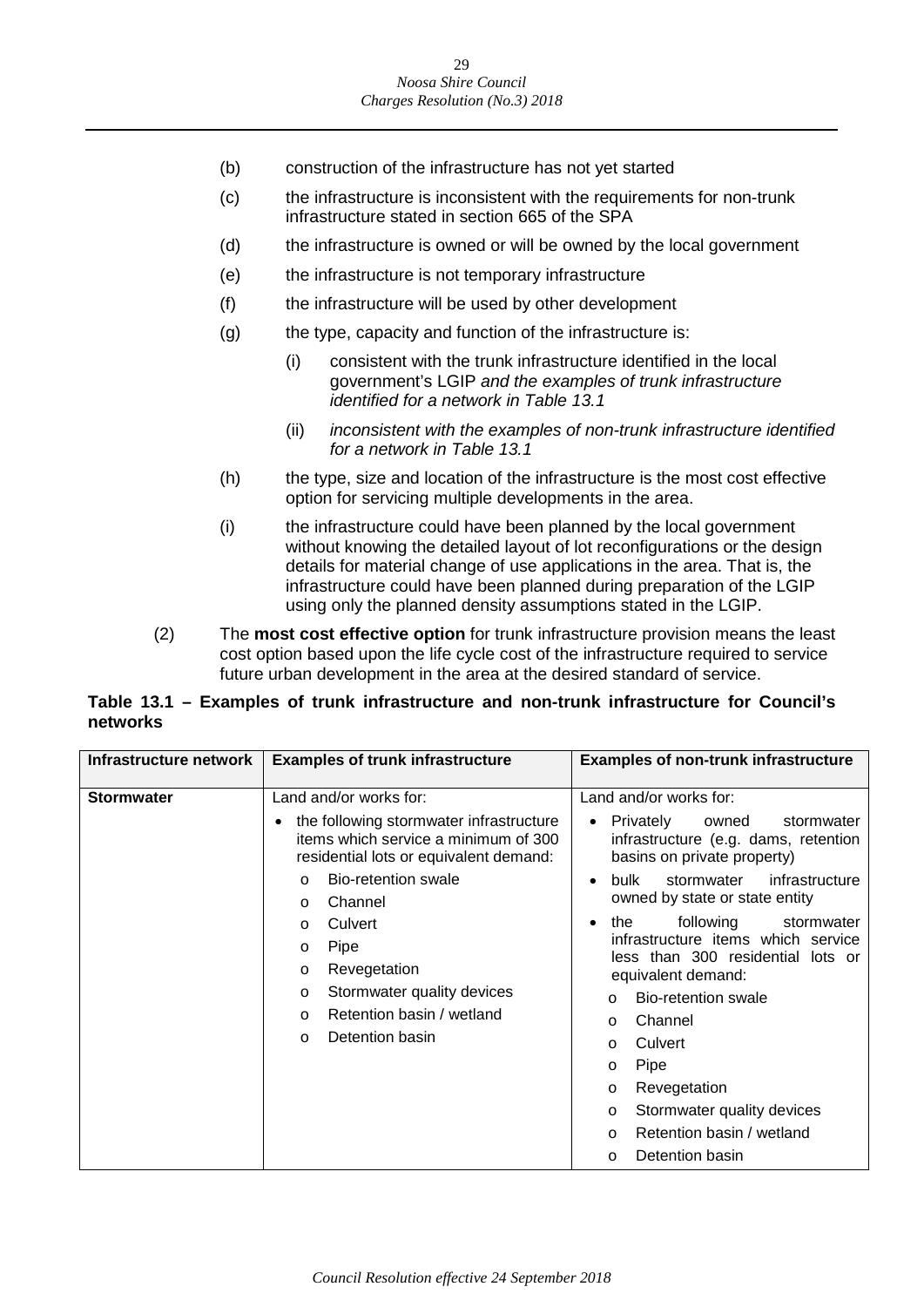(b) construction of the infrastructure has not yet started

(c) the infrastructure is inconsistent with the requirements for non-trunk infrastructure stated in section 665 of the SPA

(d) the infrastructure is owned or will be owned by the local government

(e) the infrastructure is not temporary infrastructure

(f) the infrastructure will be used by other development

(g) the type, capacity and function of the infrastructure is:

  (i) consistent with the trunk infrastructure identified in the local government's LGIP *and the examples of trunk infrastructure identified for a network in Table 13.1*

  (ii) *inconsistent with the examples of non-trunk infrastructure identified for a network in Table 13.1*

(h) the type, size and location of the infrastructure is the most cost effective option for servicing multiple developments in the area.

(i) the infrastructure could have been planned by the local government without knowing the detailed layout of lot reconfigurations or the design details for material change of use applications in the area. That is, the infrastructure could have been planned during preparation of the LGIP using only the planned density assumptions stated in the LGIP.

(2) The **most cost effective option** for trunk infrastructure provision means the least cost option based upon the life cycle cost of the infrastructure required to service future urban development in the area at the desired standard of service.

**Table 13.1 – Examples of trunk infrastructure and non-trunk infrastructure for Council's networks**

| Infrastructure network | Examples of trunk infrastructure | Examples of non-trunk infrastructure |
|---|---|---|
| **Stormwater** | Land and/or works for:<br>• the following stormwater infrastructure items which service a minimum of 300 residential lots or equivalent demand:<br>  o Bio-retention swale<br>  o Channel<br>  o Culvert<br>  o Pipe<br>  o Revegetation<br>  o Stormwater quality devices<br>  o Retention basin / wetland<br>  o Detention basin | Land and/or works for:<br>• Privately owned stormwater infrastructure (e.g. dams, retention basins on private property)<br>• bulk stormwater infrastructure owned by state or state entity<br>• the following stormwater infrastructure items which service less than 300 residential lots or equivalent demand:<br>  o Bio-retention swale<br>  o Channel<br>  o Culvert<br>  o Pipe<br>  o Revegetation<br>  o Stormwater quality devices<br>  o Retention basin / wetland<br>  o Detention basin |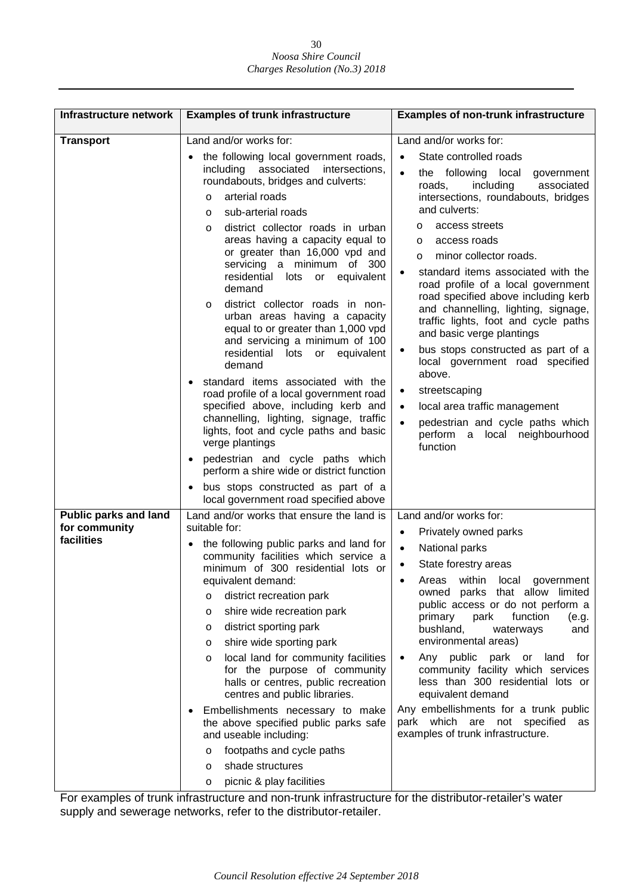| Infrastructure network | Examples of trunk infrastructure | Examples of non-trunk infrastructure |
|---|---|---|
| **Transport** | Land and/or works for:<br>• the following local government roads, including associated intersections, roundabouts, bridges and culverts:<br>o arterial roads<br>o sub-arterial roads<br>o district collector roads in urban areas having a capacity equal to or greater than 16,000 vpd and servicing a minimum of 300 residential lots or equivalent demand<br>o district collector roads in non-urban areas having a capacity equal to or greater than 1,000 vpd and servicing a minimum of 100 residential lots or equivalent demand<br>• standard items associated with the road profile of a local government road specified above, including kerb and channelling, lighting, signage, traffic lights, foot and cycle paths and basic verge plantings<br>• pedestrian and cycle paths which perform a shire wide or district function<br>• bus stops constructed as part of a local government road specified above | Land and/or works for:<br>• State controlled roads<br>• the following local government roads, including associated intersections, roundabouts, bridges and culverts:<br>o access streets<br>o access roads<br>o minor collector roads.<br>• standard items associated with the road profile of a local government road specified above including kerb and channelling, lighting, signage, traffic lights, foot and cycle paths and basic verge plantings<br>• bus stops constructed as part of a local government road specified above.<br>• streetscaping<br>• local area traffic management<br>• pedestrian and cycle paths which perform a local neighbourhood function |
| **Public parks and land for community facilities** | Land and/or works that ensure the land is suitable for:<br>• the following public parks and land for community facilities which service a minimum of 300 residential lots or equivalent demand:<br>o district recreation park<br>o shire wide recreation park<br>o district sporting park<br>o shire wide sporting park<br>o local land for community facilities for the purpose of community halls or centres, public recreation centres and public libraries.<br>• Embellishments necessary to make the above specified public parks safe and useable including:<br>o footpaths and cycle paths<br>o shade structures<br>o picnic & play facilities | Land and/or works for:<br>• Privately owned parks<br>• National parks<br>• State forestry areas<br>• Areas within local government owned parks that allow limited public access or do not perform a primary park function (e.g. bushland, waterways and environmental areas)<br>• Any public park or land for community facility which services less than 300 residential lots or equivalent demand<br>Any embellishments for a trunk public park which are not specified as examples of trunk infrastructure. |

For examples of trunk infrastructure and non-trunk infrastructure for the distributor-retailer's water supply and sewerage networks, refer to the distributor-retailer.